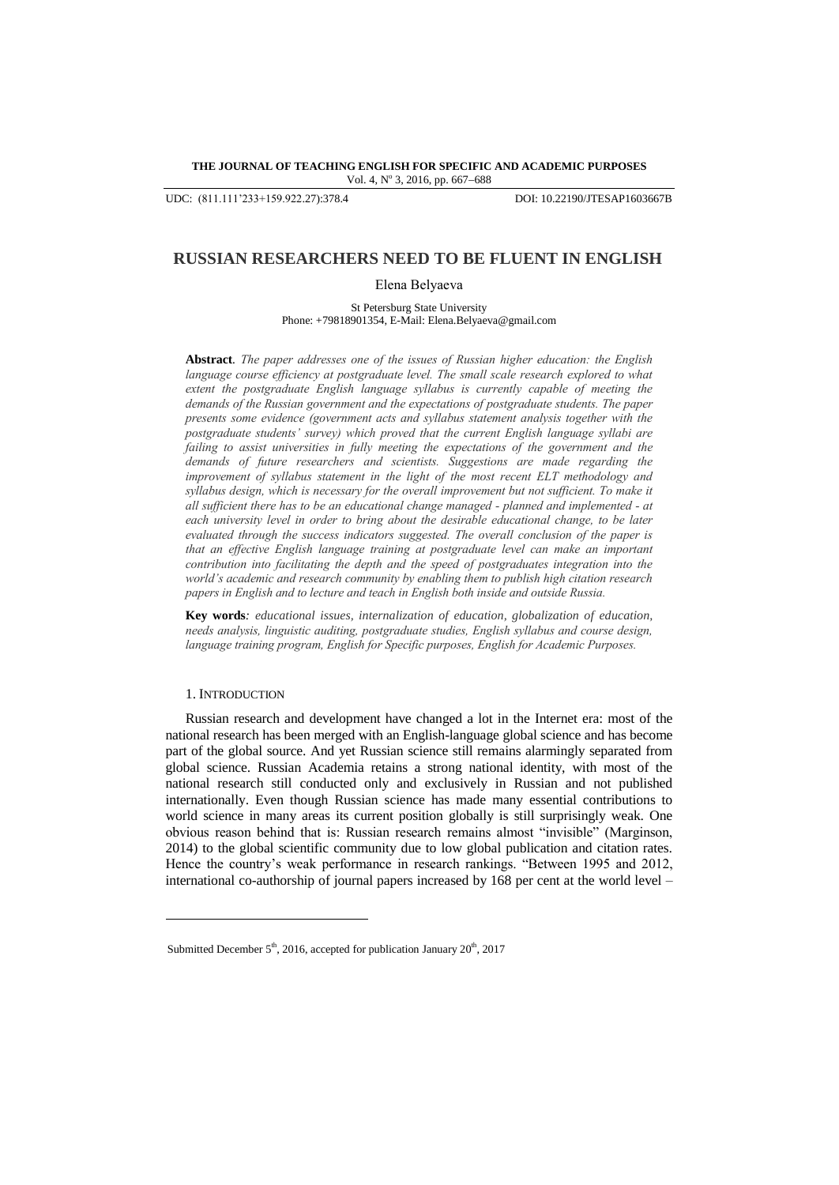**THE JOURNAL OF TEACHING ENGLISH FOR SPECIFIC AND ACADEMIC PURPOSES**
Vol. 4, N° 3, 2016, pp. 667–688

UDC: (811.111'233+159.922.27):378.4 DOI: 10.22190/JTESAP1603667B

# RUSSIAN RESEARCHERS NEED TO BE FLUENT IN ENGLISH

Elena Belyaeva

St Petersburg State University
Phone: +79818901354, E-Mail: Elena.Belyaeva@gmail.com

**Abstract**. *The paper addresses one of the issues of Russian higher education: the English language course efficiency at postgraduate level. The small scale research explored to what extent the postgraduate English language syllabus is currently capable of meeting the demands of the Russian government and the expectations of postgraduate students. The paper presents some evidence (government acts and syllabus statement analysis together with the postgraduate students' survey) which proved that the current English language syllabi are failing to assist universities in fully meeting the expectations of the government and the demands of future researchers and scientists. Suggestions are made regarding the improvement of syllabus statement in the light of the most recent ELT methodology and syllabus design, which is necessary for the overall improvement but not sufficient. To make it all sufficient there has to be an educational change managed - planned and implemented - at each university level in order to bring about the desirable educational change, to be later evaluated through the success indicators suggested. The overall conclusion of the paper is that an effective English language training at postgraduate level can make an important contribution into facilitating the depth and the speed of postgraduates integration into the world's academic and research community by enabling them to publish high citation research papers in English and to lecture and teach in English both inside and outside Russia.*

**Key words***: educational issues, internalization of education, globalization of education, needs analysis, linguistic auditing, postgraduate studies, English syllabus and course design, language training program, English for Specific purposes, English for Academic Purposes.*

## 1. Introduction

Russian research and development have changed a lot in the Internet era: most of the national research has been merged with an English-language global science and has become part of the global source. And yet Russian science still remains alarmingly separated from global science. Russian Academia retains a strong national identity, with most of the national research still conducted only and exclusively in Russian and not published internationally. Even though Russian science has made many essential contributions to world science in many areas its current position globally is still surprisingly weak. One obvious reason behind that is: Russian research remains almost "invisible" (Marginson, 2014) to the global scientific community due to low global publication and citation rates. Hence the country's weak performance in research rankings. "Between 1995 and 2012, international co-authorship of journal papers increased by 168 per cent at the world level –

Submitted December 5th, 2016, accepted for publication January 20th, 2017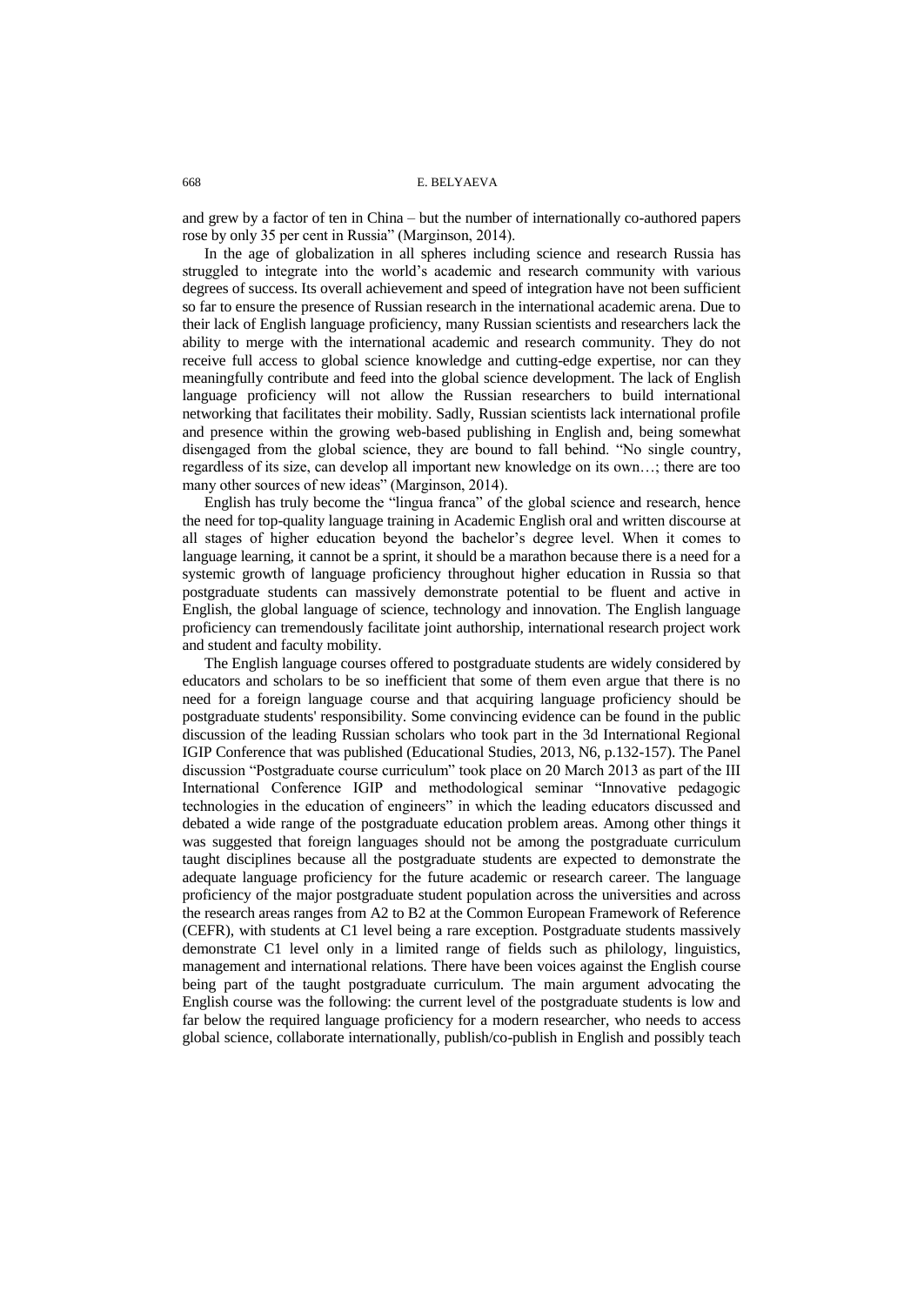and grew by a factor of ten in China – but the number of internationally co-authored papers rose by only 35 per cent in Russia" (Marginson, 2014).

In the age of globalization in all spheres including science and research Russia has struggled to integrate into the world's academic and research community with various degrees of success. Its overall achievement and speed of integration have not been sufficient so far to ensure the presence of Russian research in the international academic arena. Due to their lack of English language proficiency, many Russian scientists and researchers lack the ability to merge with the international academic and research community. They do not receive full access to global science knowledge and cutting-edge expertise, nor can they meaningfully contribute and feed into the global science development. The lack of English language proficiency will not allow the Russian researchers to build international networking that facilitates their mobility. Sadly, Russian scientists lack international profile and presence within the growing web-based publishing in English and, being somewhat disengaged from the global science, they are bound to fall behind. "No single country, regardless of its size, can develop all important new knowledge on its own…; there are too many other sources of new ideas" (Marginson, 2014).

English has truly become the "lingua franca" of the global science and research, hence the need for top-quality language training in Academic English oral and written discourse at all stages of higher education beyond the bachelor's degree level. When it comes to language learning, it cannot be a sprint, it should be a marathon because there is a need for a systemic growth of language proficiency throughout higher education in Russia so that postgraduate students can massively demonstrate potential to be fluent and active in English, the global language of science, technology and innovation. The English language proficiency can tremendously facilitate joint authorship, international research project work and student and faculty mobility.

The English language courses offered to postgraduate students are widely considered by educators and scholars to be so inefficient that some of them even argue that there is no need for a foreign language course and that acquiring language proficiency should be postgraduate students' responsibility. Some convincing evidence can be found in the public discussion of the leading Russian scholars who took part in the 3d International Regional IGIP Conference that was published (Educational Studies, 2013, N6, p.132-157). The Panel discussion "Postgraduate course curriculum" took place on 20 March 2013 as part of the III International Conference IGIP and methodological seminar "Innovative pedagogic technologies in the education of engineers" in which the leading educators discussed and debated a wide range of the postgraduate education problem areas. Among other things it was suggested that foreign languages should not be among the postgraduate curriculum taught disciplines because all the postgraduate students are expected to demonstrate the adequate language proficiency for the future academic or research career. The language proficiency of the major postgraduate student population across the universities and across the research areas ranges from A2 to B2 at the Common European Framework of Reference (CEFR), with students at C1 level being a rare exception. Postgraduate students massively demonstrate C1 level only in a limited range of fields such as philology, linguistics, management and international relations. There have been voices against the English course being part of the taught postgraduate curriculum. The main argument advocating the English course was the following: the current level of the postgraduate students is low and far below the required language proficiency for a modern researcher, who needs to access global science, collaborate internationally, publish/co-publish in English and possibly teach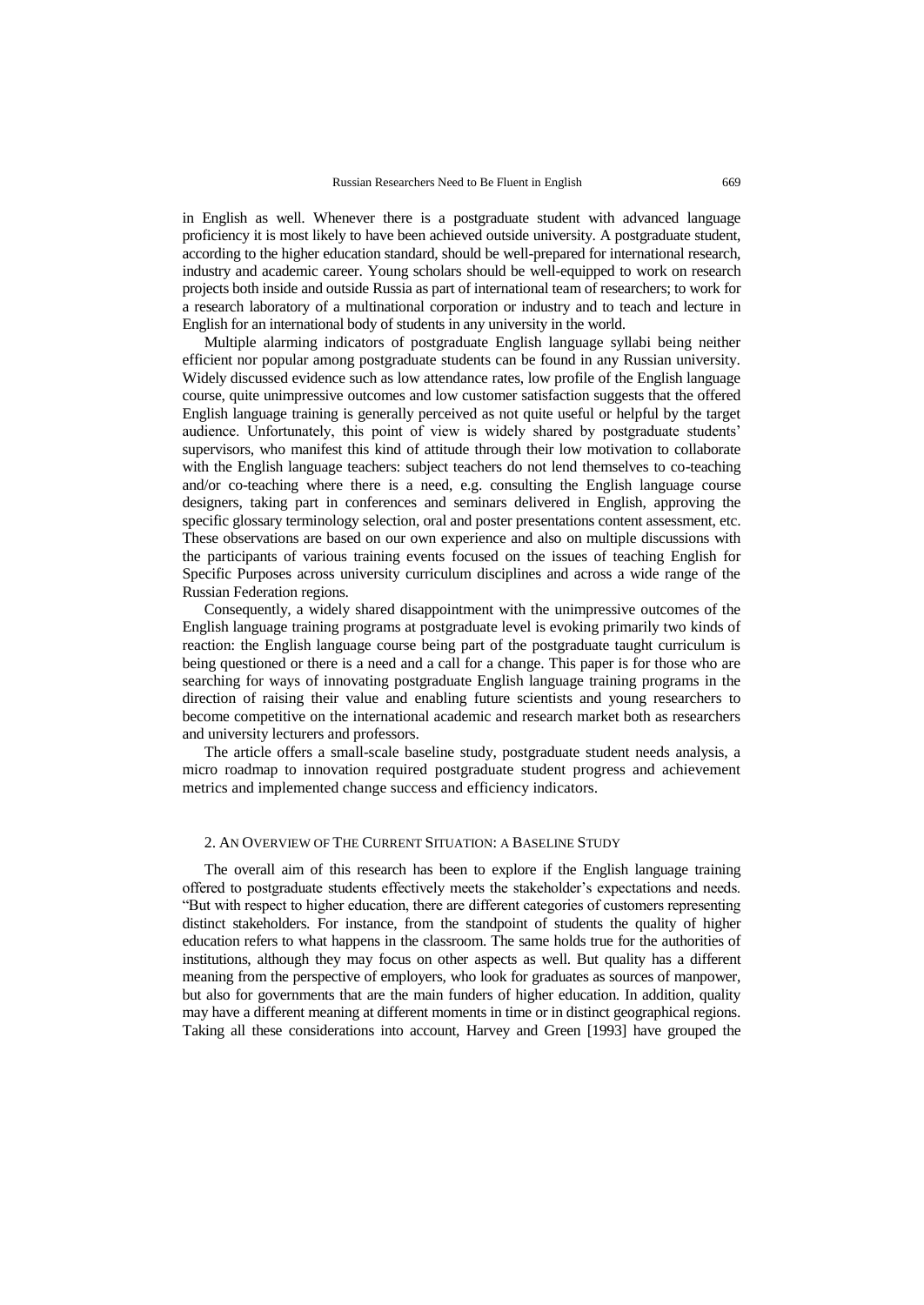in English as well. Whenever there is a postgraduate student with advanced language proficiency it is most likely to have been achieved outside university. A postgraduate student, according to the higher education standard, should be well-prepared for international research, industry and academic career. Young scholars should be well-equipped to work on research projects both inside and outside Russia as part of international team of researchers; to work for a research laboratory of a multinational corporation or industry and to teach and lecture in English for an international body of students in any university in the world.

Multiple alarming indicators of postgraduate English language syllabi being neither efficient nor popular among postgraduate students can be found in any Russian university. Widely discussed evidence such as low attendance rates, low profile of the English language course, quite unimpressive outcomes and low customer satisfaction suggests that the offered English language training is generally perceived as not quite useful or helpful by the target audience. Unfortunately, this point of view is widely shared by postgraduate students' supervisors, who manifest this kind of attitude through their low motivation to collaborate with the English language teachers: subject teachers do not lend themselves to co-teaching and/or co-teaching where there is a need, e.g. consulting the English language course designers, taking part in conferences and seminars delivered in English, approving the specific glossary terminology selection, oral and poster presentations content assessment, etc. These observations are based on our own experience and also on multiple discussions with the participants of various training events focused on the issues of teaching English for Specific Purposes across university curriculum disciplines and across a wide range of the Russian Federation regions.

Consequently, a widely shared disappointment with the unimpressive outcomes of the English language training programs at postgraduate level is evoking primarily two kinds of reaction: the English language course being part of the postgraduate taught curriculum is being questioned or there is a need and a call for a change. This paper is for those who are searching for ways of innovating postgraduate English language training programs in the direction of raising their value and enabling future scientists and young researchers to become competitive on the international academic and research market both as researchers and university lecturers and professors.

The article offers a small-scale baseline study, postgraduate student needs analysis, a micro roadmap to innovation required postgraduate student progress and achievement metrics and implemented change success and efficiency indicators.

## 2. An Overview of The Current Situation: a Baseline Study

The overall aim of this research has been to explore if the English language training offered to postgraduate students effectively meets the stakeholder's expectations and needs. "But with respect to higher education, there are different categories of customers representing distinct stakeholders. For instance, from the standpoint of students the quality of higher education refers to what happens in the classroom. The same holds true for the authorities of institutions, although they may focus on other aspects as well. But quality has a different meaning from the perspective of employers, who look for graduates as sources of manpower, but also for governments that are the main funders of higher education. In addition, quality may have a different meaning at different moments in time or in distinct geographical regions. Taking all these considerations into account, Harvey and Green [1993] have grouped the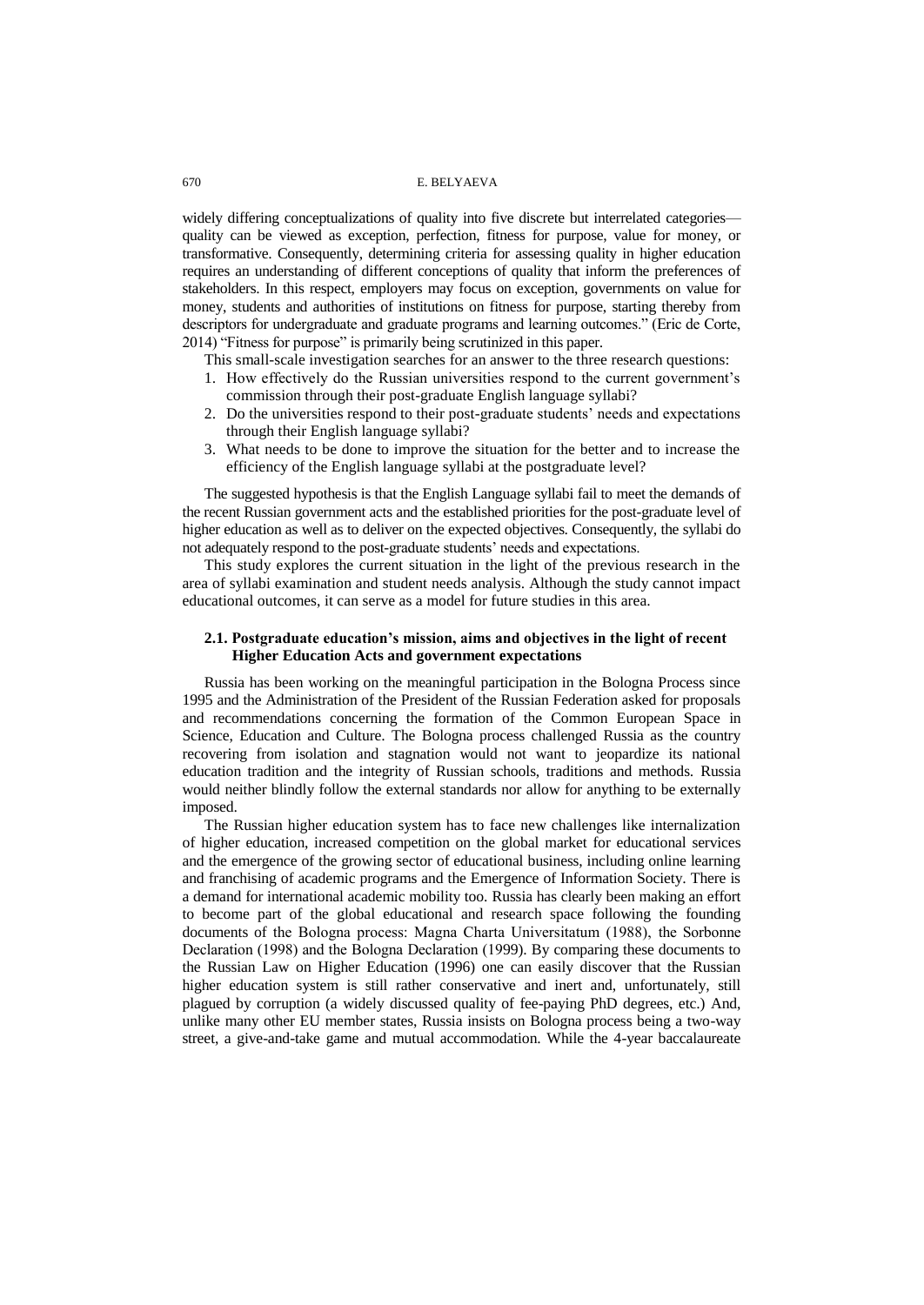widely differing conceptualizations of quality into five discrete but interrelated categories—quality can be viewed as exception, perfection, fitness for purpose, value for money, or transformative. Consequently, determining criteria for assessing quality in higher education requires an understanding of different conceptions of quality that inform the preferences of stakeholders. In this respect, employers may focus on exception, governments on value for money, students and authorities of institutions on fitness for purpose, starting thereby from descriptors for undergraduate and graduate programs and learning outcomes." (Eric de Corte, 2014) "Fitness for purpose" is primarily being scrutinized in this paper.

This small-scale investigation searches for an answer to the three research questions:

1. How effectively do the Russian universities respond to the current government's commission through their post-graduate English language syllabi?
2. Do the universities respond to their post-graduate students' needs and expectations through their English language syllabi?
3. What needs to be done to improve the situation for the better and to increase the efficiency of the English language syllabi at the postgraduate level?

The suggested hypothesis is that the English Language syllabi fail to meet the demands of the recent Russian government acts and the established priorities for the post-graduate level of higher education as well as to deliver on the expected objectives. Consequently, the syllabi do not adequately respond to the post-graduate students' needs and expectations.

This study explores the current situation in the light of the previous research in the area of syllabi examination and student needs analysis. Although the study cannot impact educational outcomes, it can serve as a model for future studies in this area.

### 2.1. Postgraduate education's mission, aims and objectives in the light of recent Higher Education Acts and government expectations

Russia has been working on the meaningful participation in the Bologna Process since 1995 and the Administration of the President of the Russian Federation asked for proposals and recommendations concerning the formation of the Common European Space in Science, Education and Culture. The Bologna process challenged Russia as the country recovering from isolation and stagnation would not want to jeopardize its national education tradition and the integrity of Russian schools, traditions and methods. Russia would neither blindly follow the external standards nor allow for anything to be externally imposed.

The Russian higher education system has to face new challenges like internalization of higher education, increased competition on the global market for educational services and the emergence of the growing sector of educational business, including online learning and franchising of academic programs and the Emergence of Information Society. There is a demand for international academic mobility too. Russia has clearly been making an effort to become part of the global educational and research space following the founding documents of the Bologna process: Magna Charta Universitatum (1988), the Sorbonne Declaration (1998) and the Bologna Declaration (1999). By comparing these documents to the Russian Law on Higher Education (1996) one can easily discover that the Russian higher education system is still rather conservative and inert and, unfortunately, still plagued by corruption (a widely discussed quality of fee-paying PhD degrees, etc.) And, unlike many other EU member states, Russia insists on Bologna process being a two-way street, a give-and-take game and mutual accommodation. While the 4-year baccalaureate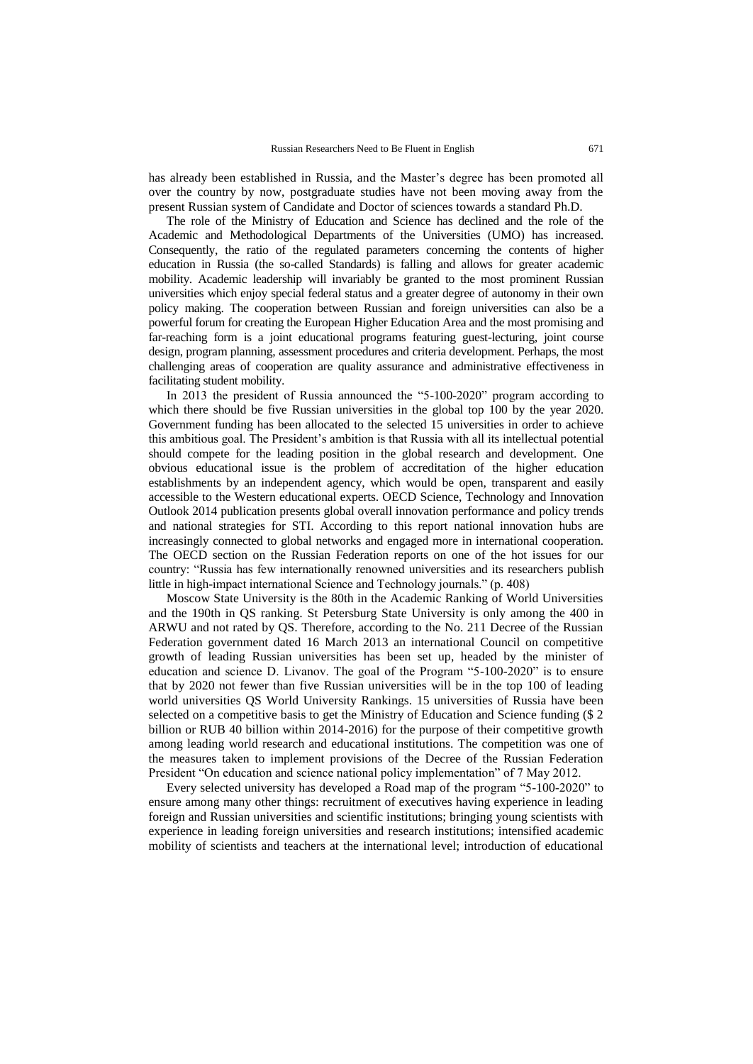has already been established in Russia, and the Master's degree has been promoted all over the country by now, postgraduate studies have not been moving away from the present Russian system of Candidate and Doctor of sciences towards a standard Ph.D.

The role of the Ministry of Education and Science has declined and the role of the Academic and Methodological Departments of the Universities (UMO) has increased. Consequently, the ratio of the regulated parameters concerning the contents of higher education in Russia (the so-called Standards) is falling and allows for greater academic mobility. Academic leadership will invariably be granted to the most prominent Russian universities which enjoy special federal status and a greater degree of autonomy in their own policy making. The cooperation between Russian and foreign universities can also be a powerful forum for creating the European Higher Education Area and the most promising and far-reaching form is a joint educational programs featuring guest-lecturing, joint course design, program planning, assessment procedures and criteria development. Perhaps, the most challenging areas of cooperation are quality assurance and administrative effectiveness in facilitating student mobility.

In 2013 the president of Russia announced the "5-100-2020" program according to which there should be five Russian universities in the global top 100 by the year 2020. Government funding has been allocated to the selected 15 universities in order to achieve this ambitious goal. The President's ambition is that Russia with all its intellectual potential should compete for the leading position in the global research and development. One obvious educational issue is the problem of accreditation of the higher education establishments by an independent agency, which would be open, transparent and easily accessible to the Western educational experts. OECD Science, Technology and Innovation Outlook 2014 publication presents global overall innovation performance and policy trends and national strategies for STI. According to this report national innovation hubs are increasingly connected to global networks and engaged more in international cooperation. The OECD section on the Russian Federation reports on one of the hot issues for our country: "Russia has few internationally renowned universities and its researchers publish little in high-impact international Science and Technology journals." (p. 408)

Moscow State University is the 80th in the Academic Ranking of World Universities and the 190th in QS ranking. St Petersburg State University is only among the 400 in ARWU and not rated by QS. Therefore, according to the No. 211 Decree of the Russian Federation government dated 16 March 2013 an international Council on competitive growth of leading Russian universities has been set up, headed by the minister of education and science D. Livanov. The goal of the Program "5-100-2020" is to ensure that by 2020 not fewer than five Russian universities will be in the top 100 of leading world universities QS World University Rankings. 15 universities of Russia have been selected on a competitive basis to get the Ministry of Education and Science funding ($ 2 billion or RUB 40 billion within 2014-2016) for the purpose of their competitive growth among leading world research and educational institutions. The competition was one of the measures taken to implement provisions of the Decree of the Russian Federation President "On education and science national policy implementation" of 7 May 2012.

Every selected university has developed a Road map of the program "5-100-2020" to ensure among many other things: recruitment of executives having experience in leading foreign and Russian universities and scientific institutions; bringing young scientists with experience in leading foreign universities and research institutions; intensified academic mobility of scientists and teachers at the international level; introduction of educational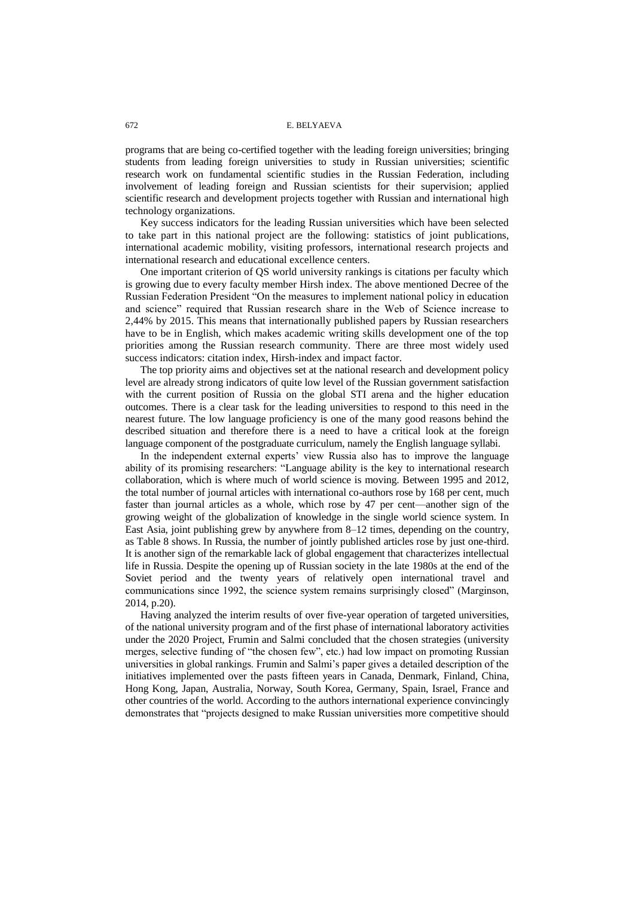programs that are being co-certified together with the leading foreign universities; bringing students from leading foreign universities to study in Russian universities; scientific research work on fundamental scientific studies in the Russian Federation, including involvement of leading foreign and Russian scientists for their supervision; applied scientific research and development projects together with Russian and international high technology organizations.

Key success indicators for the leading Russian universities which have been selected to take part in this national project are the following: statistics of joint publications, international academic mobility, visiting professors, international research projects and international research and educational excellence centers.

One important criterion of QS world university rankings is citations per faculty which is growing due to every faculty member Hirsh index. The above mentioned Decree of the Russian Federation President "On the measures to implement national policy in education and science" required that Russian research share in the Web of Science increase to 2,44% by 2015. This means that internationally published papers by Russian researchers have to be in English, which makes academic writing skills development one of the top priorities among the Russian research community. There are three most widely used success indicators: citation index, Hirsh-index and impact factor.

The top priority aims and objectives set at the national research and development policy level are already strong indicators of quite low level of the Russian government satisfaction with the current position of Russia on the global STI arena and the higher education outcomes. There is a clear task for the leading universities to respond to this need in the nearest future. The low language proficiency is one of the many good reasons behind the described situation and therefore there is a need to have a critical look at the foreign language component of the postgraduate curriculum, namely the English language syllabi.

In the independent external experts' view Russia also has to improve the language ability of its promising researchers: "Language ability is the key to international research collaboration, which is where much of world science is moving. Between 1995 and 2012, the total number of journal articles with international co-authors rose by 168 per cent, much faster than journal articles as a whole, which rose by 47 per cent—another sign of the growing weight of the globalization of knowledge in the single world science system. In East Asia, joint publishing grew by anywhere from 8–12 times, depending on the country, as Table 8 shows. In Russia, the number of jointly published articles rose by just one-third. It is another sign of the remarkable lack of global engagement that characterizes intellectual life in Russia. Despite the opening up of Russian society in the late 1980s at the end of the Soviet period and the twenty years of relatively open international travel and communications since 1992, the science system remains surprisingly closed" (Marginson, 2014, p.20).

Having analyzed the interim results of over five-year operation of targeted universities, of the national university program and of the first phase of international laboratory activities under the 2020 Project, Frumin and Salmi concluded that the chosen strategies (university merges, selective funding of "the chosen few", etc.) had low impact on promoting Russian universities in global rankings. Frumin and Salmi's paper gives a detailed description of the initiatives implemented over the pasts fifteen years in Canada, Denmark, Finland, China, Hong Kong, Japan, Australia, Norway, South Korea, Germany, Spain, Israel, France and other countries of the world. According to the authors international experience convincingly demonstrates that "projects designed to make Russian universities more competitive should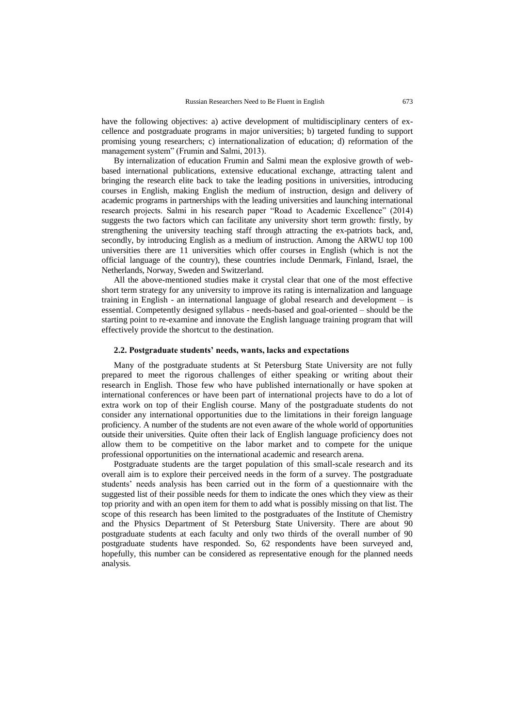have the following objectives: a) active development of multidisciplinary centers of excellence and postgraduate programs in major universities; b) targeted funding to support promising young researchers; c) internationalization of education; d) reformation of the management system" (Frumin and Salmi, 2013).

By internalization of education Frumin and Salmi mean the explosive growth of web-based international publications, extensive educational exchange, attracting talent and bringing the research elite back to take the leading positions in universities, introducing courses in English, making English the medium of instruction, design and delivery of academic programs in partnerships with the leading universities and launching international research projects. Salmi in his research paper "Road to Academic Excellence" (2014) suggests the two factors which can facilitate any university short term growth: firstly, by strengthening the university teaching staff through attracting the ex-patriots back, and, secondly, by introducing English as a medium of instruction. Among the ARWU top 100 universities there are 11 universities which offer courses in English (which is not the official language of the country), these countries include Denmark, Finland, Israel, the Netherlands, Norway, Sweden and Switzerland.

All the above-mentioned studies make it crystal clear that one of the most effective short term strategy for any university to improve its rating is internalization and language training in English - an international language of global research and development – is essential. Competently designed syllabus - needs-based and goal-oriented – should be the starting point to re-examine and innovate the English language training program that will effectively provide the shortcut to the destination.

### 2.2. Postgraduate students' needs, wants, lacks and expectations

Many of the postgraduate students at St Petersburg State University are not fully prepared to meet the rigorous challenges of either speaking or writing about their research in English. Those few who have published internationally or have spoken at international conferences or have been part of international projects have to do a lot of extra work on top of their English course. Many of the postgraduate students do not consider any international opportunities due to the limitations in their foreign language proficiency. A number of the students are not even aware of the whole world of opportunities outside their universities. Quite often their lack of English language proficiency does not allow them to be competitive on the labor market and to compete for the unique professional opportunities on the international academic and research arena.

Postgraduate students are the target population of this small-scale research and its overall aim is to explore their perceived needs in the form of a survey. The postgraduate students' needs analysis has been carried out in the form of a questionnaire with the suggested list of their possible needs for them to indicate the ones which they view as their top priority and with an open item for them to add what is possibly missing on that list. The scope of this research has been limited to the postgraduates of the Institute of Chemistry and the Physics Department of St Petersburg State University. There are about 90 postgraduate students at each faculty and only two thirds of the overall number of 90 postgraduate students have responded. So, 62 respondents have been surveyed and, hopefully, this number can be considered as representative enough for the planned needs analysis.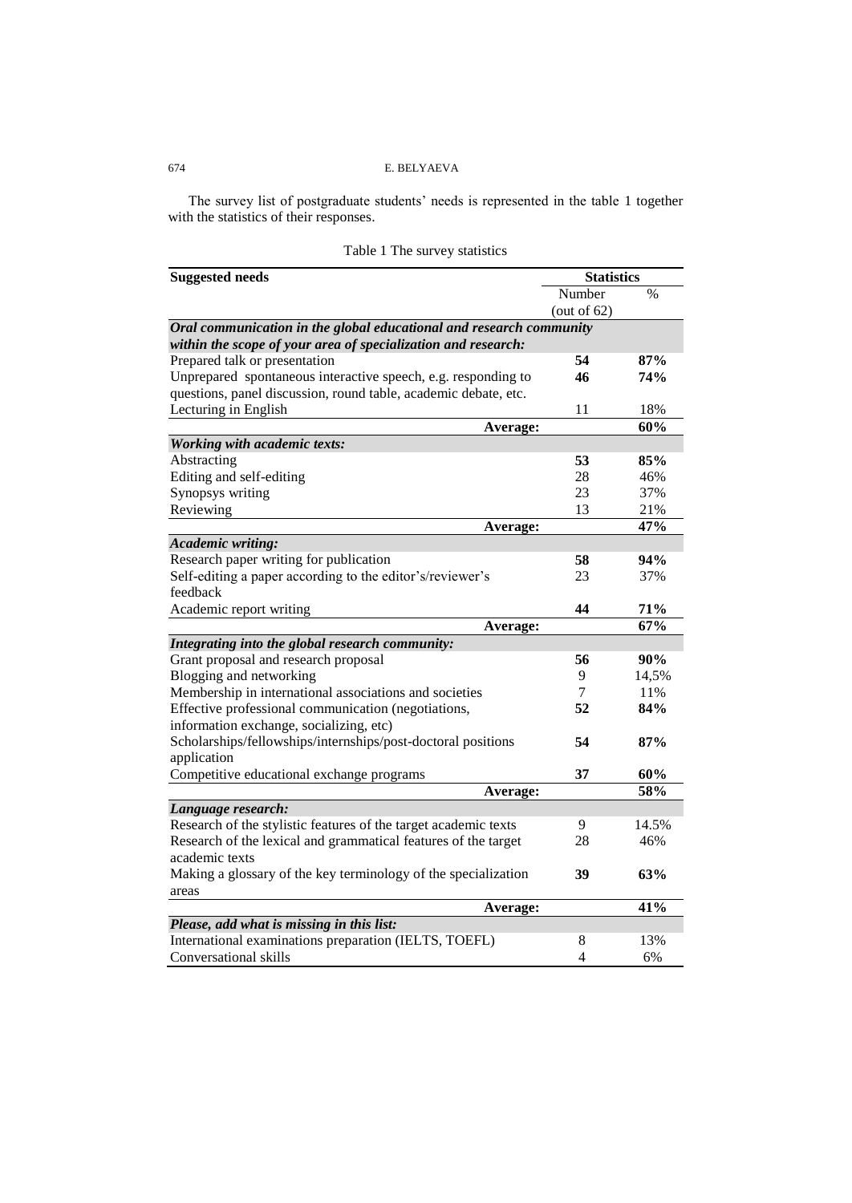The survey list of postgraduate students' needs is represented in the table 1 together with the statistics of their responses.

Table 1 The survey statistics

| **Suggested needs** | **Statistics** | |
|---|---|---|
| | Number (out of 62) | % |
| ***Oral communication in the global educational and research community within the scope of your area of specialization and research:*** | | |
| Prepared talk or presentation | **54** | **87%** |
| Unprepared spontaneous interactive speech, e.g. responding to questions, panel discussion, round table, academic debate, etc. | **46** | **74%** |
| Lecturing in English | 11 | 18% |
| **Average:** | | **60%** |
| ***Working with academic texts:*** | | |
| Abstracting | **53** | **85%** |
| Editing and self-editing | 28 | 46% |
| Synopsys writing | 23 | 37% |
| Reviewing | 13 | 21% |
| **Average:** | | **47%** |
| ***Academic writing:*** | | |
| Research paper writing for publication | **58** | **94%** |
| Self-editing a paper according to the editor's/reviewer's feedback | 23 | 37% |
| Academic report writing | **44** | **71%** |
| **Average:** | | **67%** |
| ***Integrating into the global research community:*** | | |
| Grant proposal and research proposal | **56** | **90%** |
| Blogging and networking | 9 | 14,5% |
| Membership in international associations and societies | 7 | 11% |
| Effective professional communication (negotiations, information exchange, socializing, etc) | **52** | **84%** |
| Scholarships/fellowships/internships/post-doctoral positions application | **54** | **87%** |
| Competitive educational exchange programs | **37** | **60%** |
| **Average:** | | **58%** |
| ***Language research:*** | | |
| Research of the stylistic features of the target academic texts | 9 | 14.5% |
| Research of the lexical and grammatical features of the target academic texts | 28 | 46% |
| Making a glossary of the key terminology of the specialization areas | **39** | **63%** |
| **Average:** | | **41%** |
| ***Please, add what is missing in this list:*** | | |
| International examinations preparation (IELTS, TOEFL) | 8 | 13% |
| Conversational skills | 4 | 6% |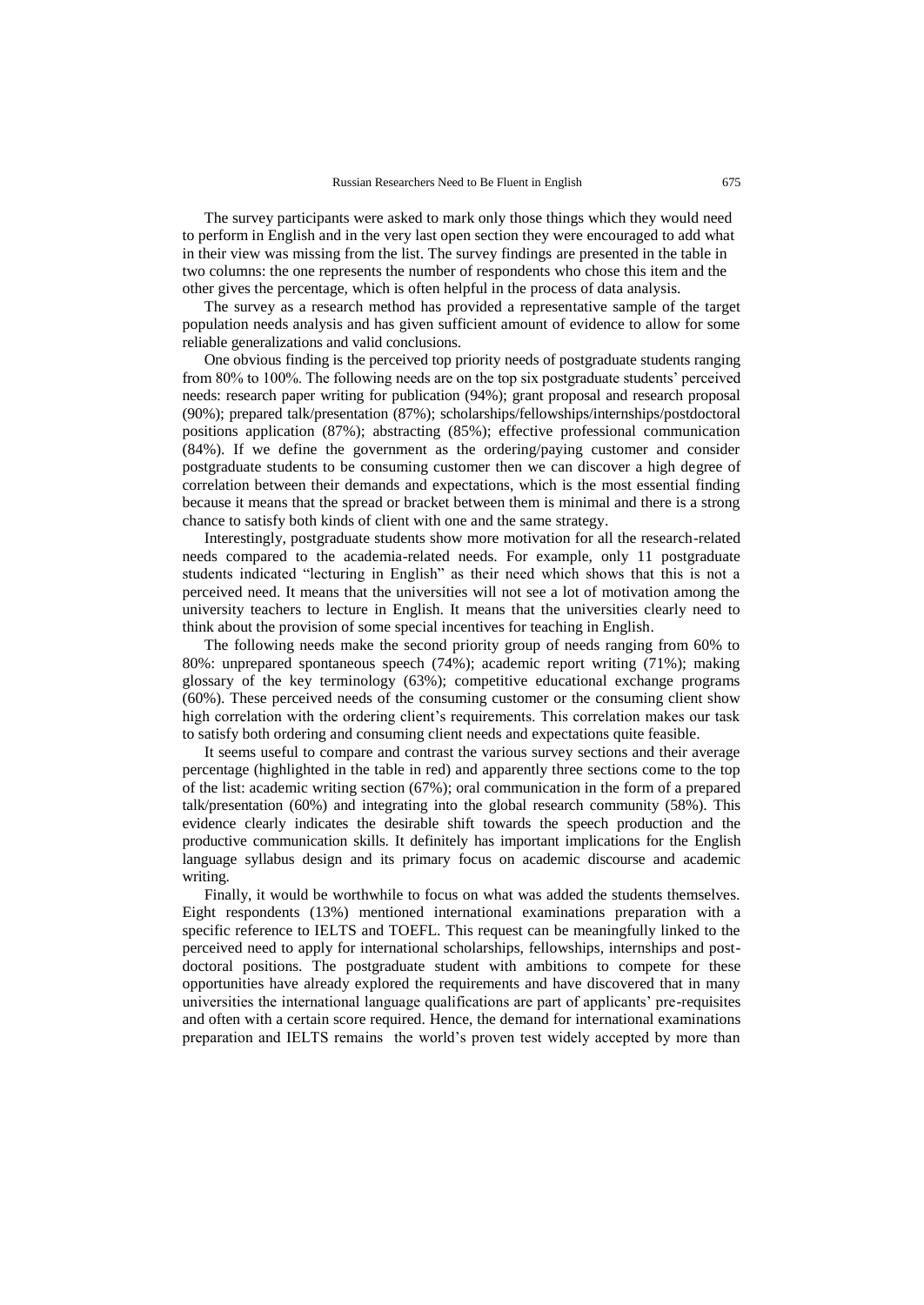The survey participants were asked to mark only those things which they would need to perform in English and in the very last open section they were encouraged to add what in their view was missing from the list. The survey findings are presented in the table in two columns: the one represents the number of respondents who chose this item and the other gives the percentage, which is often helpful in the process of data analysis.

The survey as a research method has provided a representative sample of the target population needs analysis and has given sufficient amount of evidence to allow for some reliable generalizations and valid conclusions.

One obvious finding is the perceived top priority needs of postgraduate students ranging from 80% to 100%. The following needs are on the top six postgraduate students' perceived needs: research paper writing for publication (94%); grant proposal and research proposal (90%); prepared talk/presentation (87%); scholarships/fellowships/internships/postdoctoral positions application (87%); abstracting (85%); effective professional communication (84%). If we define the government as the ordering/paying customer and consider postgraduate students to be consuming customer then we can discover a high degree of correlation between their demands and expectations, which is the most essential finding because it means that the spread or bracket between them is minimal and there is a strong chance to satisfy both kinds of client with one and the same strategy.

Interestingly, postgraduate students show more motivation for all the research-related needs compared to the academia-related needs. For example, only 11 postgraduate students indicated "lecturing in English" as their need which shows that this is not a perceived need. It means that the universities will not see a lot of motivation among the university teachers to lecture in English. It means that the universities clearly need to think about the provision of some special incentives for teaching in English.

The following needs make the second priority group of needs ranging from 60% to 80%: unprepared spontaneous speech (74%); academic report writing (71%); making glossary of the key terminology (63%); competitive educational exchange programs (60%). These perceived needs of the consuming customer or the consuming client show high correlation with the ordering client's requirements. This correlation makes our task to satisfy both ordering and consuming client needs and expectations quite feasible.

It seems useful to compare and contrast the various survey sections and their average percentage (highlighted in the table in red) and apparently three sections come to the top of the list: academic writing section (67%); oral communication in the form of a prepared talk/presentation (60%) and integrating into the global research community (58%). This evidence clearly indicates the desirable shift towards the speech production and the productive communication skills. It definitely has important implications for the English language syllabus design and its primary focus on academic discourse and academic writing.

Finally, it would be worthwhile to focus on what was added the students themselves. Eight respondents (13%) mentioned international examinations preparation with a specific reference to IELTS and TOEFL. This request can be meaningfully linked to the perceived need to apply for international scholarships, fellowships, internships and post-doctoral positions. The postgraduate student with ambitions to compete for these opportunities have already explored the requirements and have discovered that in many universities the international language qualifications are part of applicants' pre-requisites and often with a certain score required. Hence, the demand for international examinations preparation and IELTS remains the world's proven test widely accepted by more than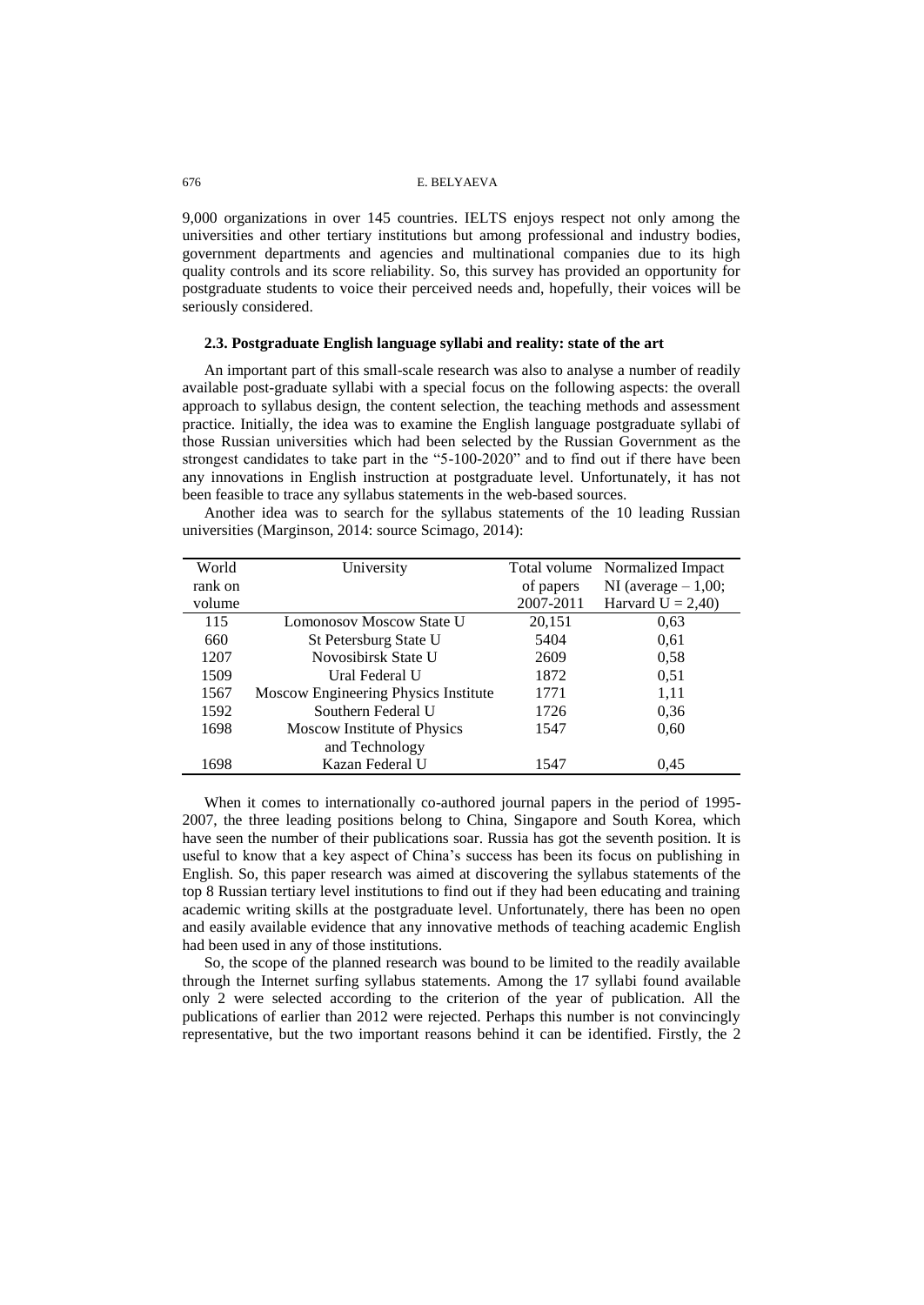9,000 organizations in over 145 countries. IELTS enjoys respect not only among the universities and other tertiary institutions but among professional and industry bodies, government departments and agencies and multinational companies due to its high quality controls and its score reliability. So, this survey has provided an opportunity for postgraduate students to voice their perceived needs and, hopefully, their voices will be seriously considered.

### 2.3. Postgraduate English language syllabi and reality: state of the art

An important part of this small-scale research was also to analyse a number of readily available post-graduate syllabi with a special focus on the following aspects: the overall approach to syllabus design, the content selection, the teaching methods and assessment practice. Initially, the idea was to examine the English language postgraduate syllabi of those Russian universities which had been selected by the Russian Government as the strongest candidates to take part in the "5-100-2020" and to find out if there have been any innovations in English instruction at postgraduate level. Unfortunately, it has not been feasible to trace any syllabus statements in the web-based sources.

Another idea was to search for the syllabus statements of the 10 leading Russian universities (Marginson, 2014: source Scimago, 2014):

| World rank on volume | University | Total volume of papers 2007-2011 | Normalized Impact NI (average – 1,00; Harvard U = 2,40) |
|---|---|---|---|
| 115 | Lomonosov Moscow State U | 20,151 | 0,63 |
| 660 | St Petersburg State U | 5404 | 0,61 |
| 1207 | Novosibirsk State U | 2609 | 0,58 |
| 1509 | Ural Federal U | 1872 | 0,51 |
| 1567 | Moscow Engineering Physics Institute | 1771 | 1,11 |
| 1592 | Southern Federal U | 1726 | 0,36 |
| 1698 | Moscow Institute of Physics and Technology | 1547 | 0,60 |
| 1698 | Kazan Federal U | 1547 | 0,45 |

When it comes to internationally co-authored journal papers in the period of 1995-2007, the three leading positions belong to China, Singapore and South Korea, which have seen the number of their publications soar. Russia has got the seventh position. It is useful to know that a key aspect of China's success has been its focus on publishing in English. So, this paper research was aimed at discovering the syllabus statements of the top 8 Russian tertiary level institutions to find out if they had been educating and training academic writing skills at the postgraduate level. Unfortunately, there has been no open and easily available evidence that any innovative methods of teaching academic English had been used in any of those institutions.

So, the scope of the planned research was bound to be limited to the readily available through the Internet surfing syllabus statements. Among the 17 syllabi found available only 2 were selected according to the criterion of the year of publication. All the publications of earlier than 2012 were rejected. Perhaps this number is not convincingly representative, but the two important reasons behind it can be identified. Firstly, the 2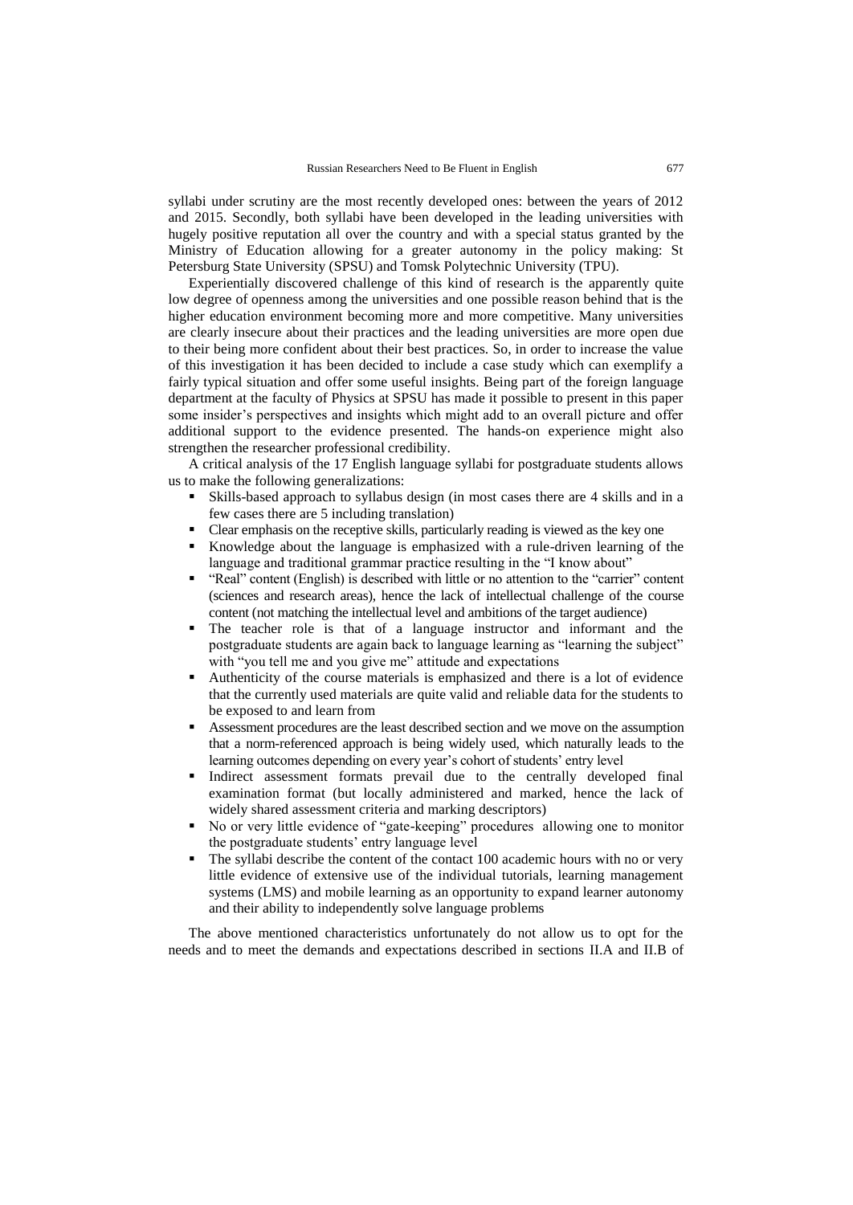syllabi under scrutiny are the most recently developed ones: between the years of 2012 and 2015. Secondly, both syllabi have been developed in the leading universities with hugely positive reputation all over the country and with a special status granted by the Ministry of Education allowing for a greater autonomy in the policy making: St Petersburg State University (SPSU) and Tomsk Polytechnic University (TPU).

Experientially discovered challenge of this kind of research is the apparently quite low degree of openness among the universities and one possible reason behind that is the higher education environment becoming more and more competitive. Many universities are clearly insecure about their practices and the leading universities are more open due to their being more confident about their best practices. So, in order to increase the value of this investigation it has been decided to include a case study which can exemplify a fairly typical situation and offer some useful insights. Being part of the foreign language department at the faculty of Physics at SPSU has made it possible to present in this paper some insider's perspectives and insights which might add to an overall picture and offer additional support to the evidence presented. The hands-on experience might also strengthen the researcher professional credibility.

A critical analysis of the 17 English language syllabi for postgraduate students allows us to make the following generalizations:

- Skills-based approach to syllabus design (in most cases there are 4 skills and in a few cases there are 5 including translation)
- Clear emphasis on the receptive skills, particularly reading is viewed as the key one
- Knowledge about the language is emphasized with a rule-driven learning of the language and traditional grammar practice resulting in the "I know about"
- "Real" content (English) is described with little or no attention to the "carrier" content (sciences and research areas), hence the lack of intellectual challenge of the course content (not matching the intellectual level and ambitions of the target audience)
- The teacher role is that of a language instructor and informant and the postgraduate students are again back to language learning as "learning the subject" with "you tell me and you give me" attitude and expectations
- Authenticity of the course materials is emphasized and there is a lot of evidence that the currently used materials are quite valid and reliable data for the students to be exposed to and learn from
- Assessment procedures are the least described section and we move on the assumption that a norm-referenced approach is being widely used, which naturally leads to the learning outcomes depending on every year's cohort of students' entry level
- Indirect assessment formats prevail due to the centrally developed final examination format (but locally administered and marked, hence the lack of widely shared assessment criteria and marking descriptors)
- No or very little evidence of "gate-keeping" procedures allowing one to monitor the postgraduate students' entry language level
- The syllabi describe the content of the contact 100 academic hours with no or very little evidence of extensive use of the individual tutorials, learning management systems (LMS) and mobile learning as an opportunity to expand learner autonomy and their ability to independently solve language problems

The above mentioned characteristics unfortunately do not allow us to opt for the needs and to meet the demands and expectations described in sections II.A and II.B of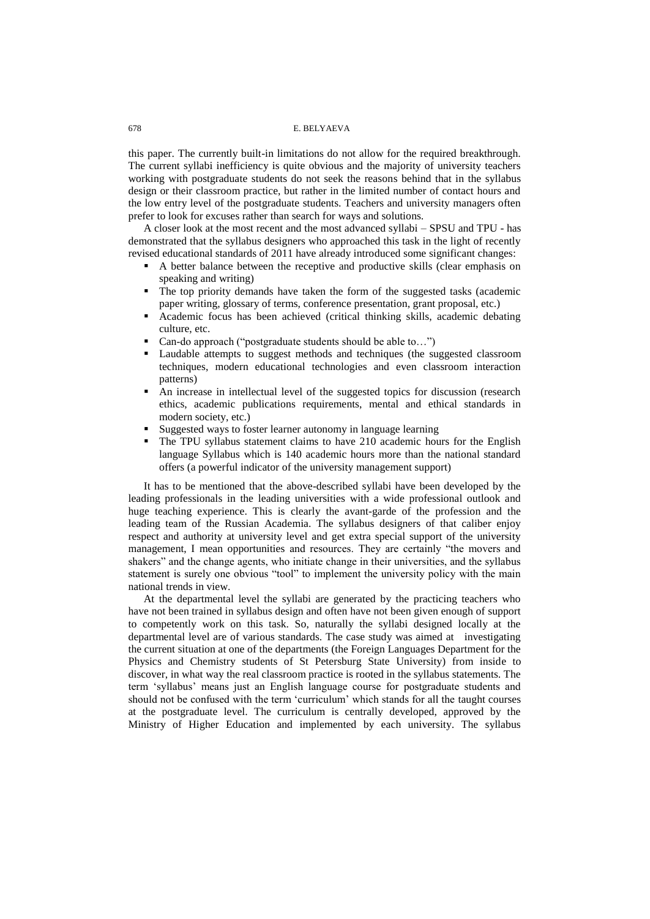this paper. The currently built-in limitations do not allow for the required breakthrough. The current syllabi inefficiency is quite obvious and the majority of university teachers working with postgraduate students do not seek the reasons behind that in the syllabus design or their classroom practice, but rather in the limited number of contact hours and the low entry level of the postgraduate students. Teachers and university managers often prefer to look for excuses rather than search for ways and solutions.

A closer look at the most recent and the most advanced syllabi – SPSU and TPU - has demonstrated that the syllabus designers who approached this task in the light of recently revised educational standards of 2011 have already introduced some significant changes:

- A better balance between the receptive and productive skills (clear emphasis on speaking and writing)
- The top priority demands have taken the form of the suggested tasks (academic paper writing, glossary of terms, conference presentation, grant proposal, etc.)
- Academic focus has been achieved (critical thinking skills, academic debating culture, etc.
- Can-do approach ("postgraduate students should be able to…")
- Laudable attempts to suggest methods and techniques (the suggested classroom techniques, modern educational technologies and even classroom interaction patterns)
- An increase in intellectual level of the suggested topics for discussion (research ethics, academic publications requirements, mental and ethical standards in modern society, etc.)
- Suggested ways to foster learner autonomy in language learning
- The TPU syllabus statement claims to have 210 academic hours for the English language Syllabus which is 140 academic hours more than the national standard offers (a powerful indicator of the university management support)

It has to be mentioned that the above-described syllabi have been developed by the leading professionals in the leading universities with a wide professional outlook and huge teaching experience. This is clearly the avant-garde of the profession and the leading team of the Russian Academia. The syllabus designers of that caliber enjoy respect and authority at university level and get extra special support of the university management, I mean opportunities and resources. They are certainly "the movers and shakers" and the change agents, who initiate change in their universities, and the syllabus statement is surely one obvious "tool" to implement the university policy with the main national trends in view.

At the departmental level the syllabi are generated by the practicing teachers who have not been trained in syllabus design and often have not been given enough of support to competently work on this task. So, naturally the syllabi designed locally at the departmental level are of various standards. The case study was aimed at investigating the current situation at one of the departments (the Foreign Languages Department for the Physics and Chemistry students of St Petersburg State University) from inside to discover, in what way the real classroom practice is rooted in the syllabus statements. The term 'syllabus' means just an English language course for postgraduate students and should not be confused with the term 'curriculum' which stands for all the taught courses at the postgraduate level. The curriculum is centrally developed, approved by the Ministry of Higher Education and implemented by each university. The syllabus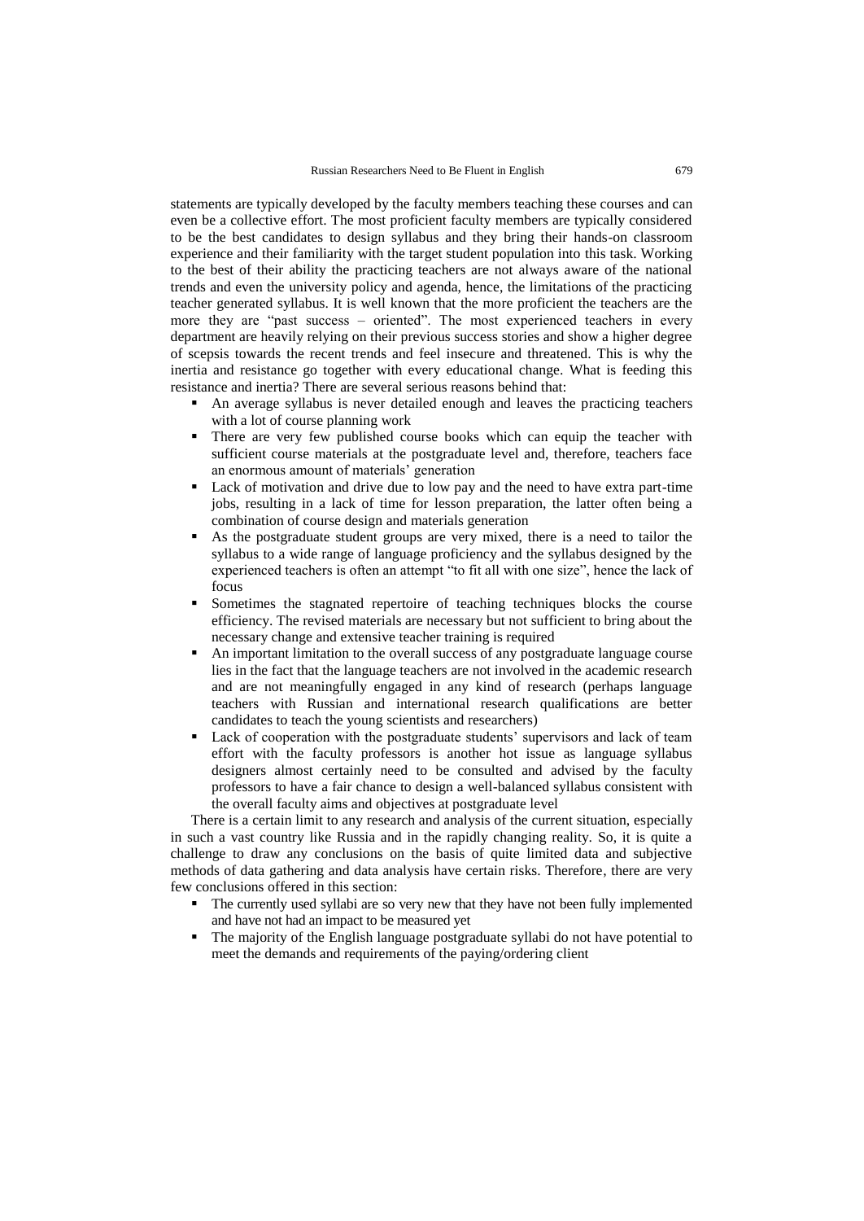statements are typically developed by the faculty members teaching these courses and can even be a collective effort. The most proficient faculty members are typically considered to be the best candidates to design syllabus and they bring their hands-on classroom experience and their familiarity with the target student population into this task. Working to the best of their ability the practicing teachers are not always aware of the national trends and even the university policy and agenda, hence, the limitations of the practicing teacher generated syllabus. It is well known that the more proficient the teachers are the more they are "past success – oriented". The most experienced teachers in every department are heavily relying on their previous success stories and show a higher degree of scepsis towards the recent trends and feel insecure and threatened. This is why the inertia and resistance go together with every educational change. What is feeding this resistance and inertia? There are several serious reasons behind that:

- An average syllabus is never detailed enough and leaves the practicing teachers with a lot of course planning work
- There are very few published course books which can equip the teacher with sufficient course materials at the postgraduate level and, therefore, teachers face an enormous amount of materials' generation
- Lack of motivation and drive due to low pay and the need to have extra part-time jobs, resulting in a lack of time for lesson preparation, the latter often being a combination of course design and materials generation
- As the postgraduate student groups are very mixed, there is a need to tailor the syllabus to a wide range of language proficiency and the syllabus designed by the experienced teachers is often an attempt "to fit all with one size", hence the lack of focus
- Sometimes the stagnated repertoire of teaching techniques blocks the course efficiency. The revised materials are necessary but not sufficient to bring about the necessary change and extensive teacher training is required
- An important limitation to the overall success of any postgraduate language course lies in the fact that the language teachers are not involved in the academic research and are not meaningfully engaged in any kind of research (perhaps language teachers with Russian and international research qualifications are better candidates to teach the young scientists and researchers)
- Lack of cooperation with the postgraduate students' supervisors and lack of team effort with the faculty professors is another hot issue as language syllabus designers almost certainly need to be consulted and advised by the faculty professors to have a fair chance to design a well-balanced syllabus consistent with the overall faculty aims and objectives at postgraduate level

There is a certain limit to any research and analysis of the current situation, especially in such a vast country like Russia and in the rapidly changing reality. So, it is quite a challenge to draw any conclusions on the basis of quite limited data and subjective methods of data gathering and data analysis have certain risks. Therefore, there are very few conclusions offered in this section:

- The currently used syllabi are so very new that they have not been fully implemented and have not had an impact to be measured yet
- The majority of the English language postgraduate syllabi do not have potential to meet the demands and requirements of the paying/ordering client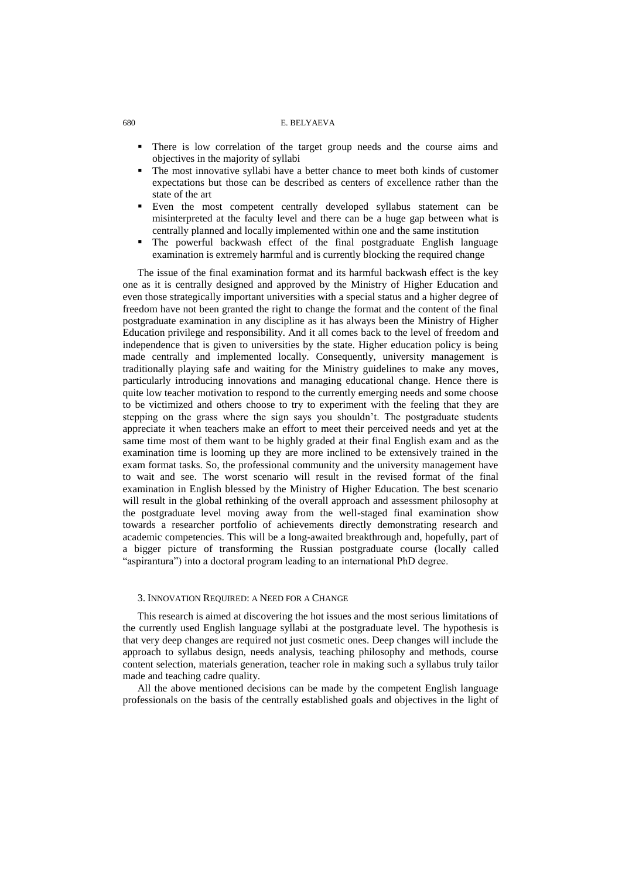- There is low correlation of the target group needs and the course aims and objectives in the majority of syllabi
- The most innovative syllabi have a better chance to meet both kinds of customer expectations but those can be described as centers of excellence rather than the state of the art
- Even the most competent centrally developed syllabus statement can be misinterpreted at the faculty level and there can be a huge gap between what is centrally planned and locally implemented within one and the same institution
- The powerful backwash effect of the final postgraduate English language examination is extremely harmful and is currently blocking the required change

The issue of the final examination format and its harmful backwash effect is the key one as it is centrally designed and approved by the Ministry of Higher Education and even those strategically important universities with a special status and a higher degree of freedom have not been granted the right to change the format and the content of the final postgraduate examination in any discipline as it has always been the Ministry of Higher Education privilege and responsibility. And it all comes back to the level of freedom and independence that is given to universities by the state. Higher education policy is being made centrally and implemented locally. Consequently, university management is traditionally playing safe and waiting for the Ministry guidelines to make any moves, particularly introducing innovations and managing educational change. Hence there is quite low teacher motivation to respond to the currently emerging needs and some choose to be victimized and others choose to try to experiment with the feeling that they are stepping on the grass where the sign says you shouldn't. The postgraduate students appreciate it when teachers make an effort to meet their perceived needs and yet at the same time most of them want to be highly graded at their final English exam and as the examination time is looming up they are more inclined to be extensively trained in the exam format tasks. So, the professional community and the university management have to wait and see. The worst scenario will result in the revised format of the final examination in English blessed by the Ministry of Higher Education. The best scenario will result in the global rethinking of the overall approach and assessment philosophy at the postgraduate level moving away from the well-staged final examination show towards a researcher portfolio of achievements directly demonstrating research and academic competencies. This will be a long-awaited breakthrough and, hopefully, part of a bigger picture of transforming the Russian postgraduate course (locally called "aspirantura") into a doctoral program leading to an international PhD degree.

## 3. Innovation Required: A Need for a Change

This research is aimed at discovering the hot issues and the most serious limitations of the currently used English language syllabi at the postgraduate level. The hypothesis is that very deep changes are required not just cosmetic ones. Deep changes will include the approach to syllabus design, needs analysis, teaching philosophy and methods, course content selection, materials generation, teacher role in making such a syllabus truly tailor made and teaching cadre quality.

All the above mentioned decisions can be made by the competent English language professionals on the basis of the centrally established goals and objectives in the light of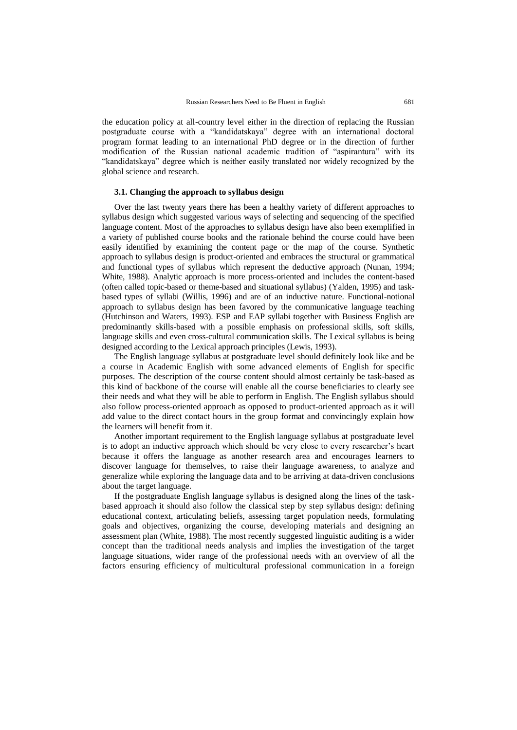the education policy at all-country level either in the direction of replacing the Russian postgraduate course with a "kandidatskaya" degree with an international doctoral program format leading to an international PhD degree or in the direction of further modification of the Russian national academic tradition of "aspirantura" with its "kandidatskaya" degree which is neither easily translated nor widely recognized by the global science and research.

### 3.1. Changing the approach to syllabus design

Over the last twenty years there has been a healthy variety of different approaches to syllabus design which suggested various ways of selecting and sequencing of the specified language content. Most of the approaches to syllabus design have also been exemplified in a variety of published course books and the rationale behind the course could have been easily identified by examining the content page or the map of the course. Synthetic approach to syllabus design is product-oriented and embraces the structural or grammatical and functional types of syllabus which represent the deductive approach (Nunan, 1994; White, 1988). Analytic approach is more process-oriented and includes the content-based (often called topic-based or theme-based and situational syllabus) (Yalden, 1995) and task-based types of syllabi (Willis, 1996) and are of an inductive nature. Functional-notional approach to syllabus design has been favored by the communicative language teaching (Hutchinson and Waters, 1993). ESP and EAP syllabi together with Business English are predominantly skills-based with a possible emphasis on professional skills, soft skills, language skills and even cross-cultural communication skills. The Lexical syllabus is being designed according to the Lexical approach principles (Lewis, 1993).

The English language syllabus at postgraduate level should definitely look like and be a course in Academic English with some advanced elements of English for specific purposes. The description of the course content should almost certainly be task-based as this kind of backbone of the course will enable all the course beneficiaries to clearly see their needs and what they will be able to perform in English. The English syllabus should also follow process-oriented approach as opposed to product-oriented approach as it will add value to the direct contact hours in the group format and convincingly explain how the learners will benefit from it.

Another important requirement to the English language syllabus at postgraduate level is to adopt an inductive approach which should be very close to every researcher's heart because it offers the language as another research area and encourages learners to discover language for themselves, to raise their language awareness, to analyze and generalize while exploring the language data and to be arriving at data-driven conclusions about the target language.

If the postgraduate English language syllabus is designed along the lines of the task-based approach it should also follow the classical step by step syllabus design: defining educational context, articulating beliefs, assessing target population needs, formulating goals and objectives, organizing the course, developing materials and designing an assessment plan (White, 1988). The most recently suggested linguistic auditing is a wider concept than the traditional needs analysis and implies the investigation of the target language situations, wider range of the professional needs with an overview of all the factors ensuring efficiency of multicultural professional communication in a foreign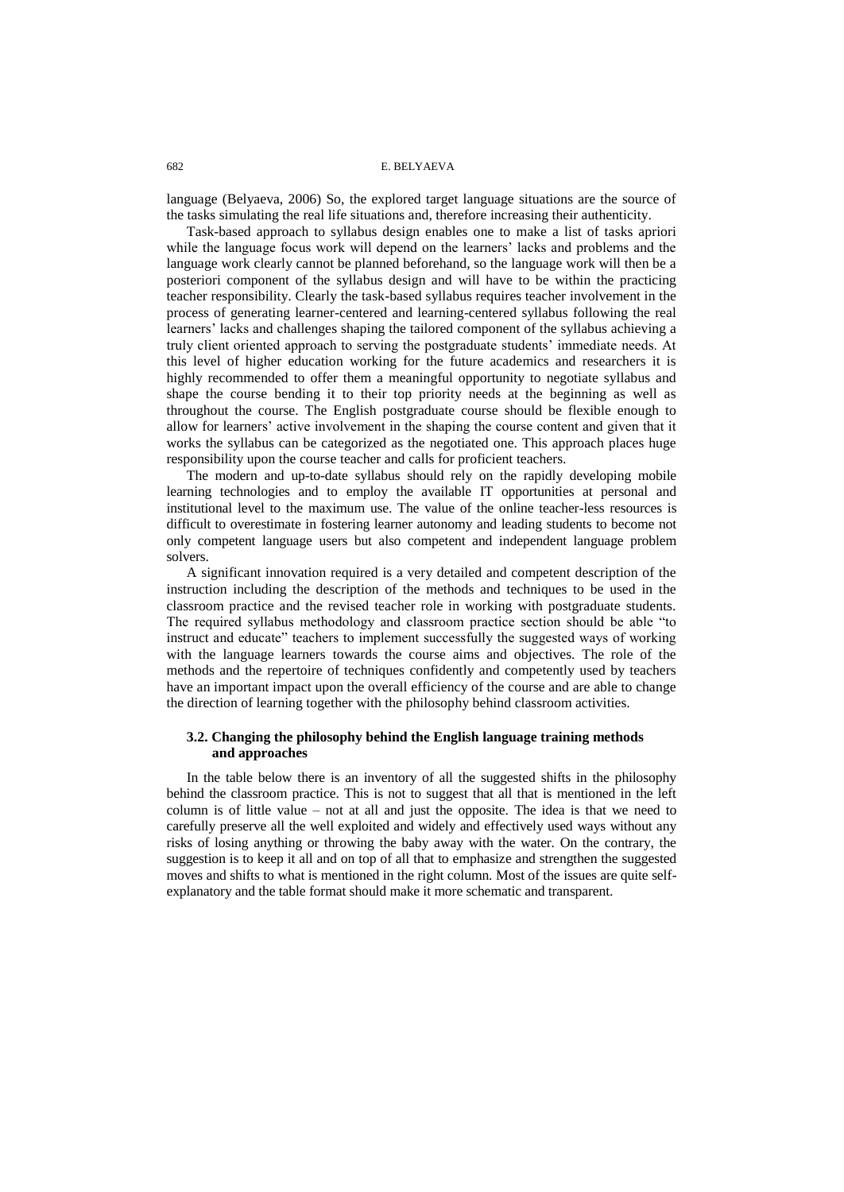language (Belyaeva, 2006) So, the explored target language situations are the source of the tasks simulating the real life situations and, therefore increasing their authenticity.

Task-based approach to syllabus design enables one to make a list of tasks apriori while the language focus work will depend on the learners' lacks and problems and the language work clearly cannot be planned beforehand, so the language work will then be a posteriori component of the syllabus design and will have to be within the practicing teacher responsibility. Clearly the task-based syllabus requires teacher involvement in the process of generating learner-centered and learning-centered syllabus following the real learners' lacks and challenges shaping the tailored component of the syllabus achieving a truly client oriented approach to serving the postgraduate students' immediate needs. At this level of higher education working for the future academics and researchers it is highly recommended to offer them a meaningful opportunity to negotiate syllabus and shape the course bending it to their top priority needs at the beginning as well as throughout the course. The English postgraduate course should be flexible enough to allow for learners' active involvement in the shaping the course content and given that it works the syllabus can be categorized as the negotiated one. This approach places huge responsibility upon the course teacher and calls for proficient teachers.

The modern and up-to-date syllabus should rely on the rapidly developing mobile learning technologies and to employ the available IT opportunities at personal and institutional level to the maximum use. The value of the online teacher-less resources is difficult to overestimate in fostering learner autonomy and leading students to become not only competent language users but also competent and independent language problem solvers.

A significant innovation required is a very detailed and competent description of the instruction including the description of the methods and techniques to be used in the classroom practice and the revised teacher role in working with postgraduate students. The required syllabus methodology and classroom practice section should be able "to instruct and educate" teachers to implement successfully the suggested ways of working with the language learners towards the course aims and objectives. The role of the methods and the repertoire of techniques confidently and competently used by teachers have an important impact upon the overall efficiency of the course and are able to change the direction of learning together with the philosophy behind classroom activities.

### 3.2. Changing the philosophy behind the English language training methods and approaches

In the table below there is an inventory of all the suggested shifts in the philosophy behind the classroom practice. This is not to suggest that all that is mentioned in the left column is of little value – not at all and just the opposite. The idea is that we need to carefully preserve all the well exploited and widely and effectively used ways without any risks of losing anything or throwing the baby away with the water. On the contrary, the suggestion is to keep it all and on top of all that to emphasize and strengthen the suggested moves and shifts to what is mentioned in the right column. Most of the issues are quite self-explanatory and the table format should make it more schematic and transparent.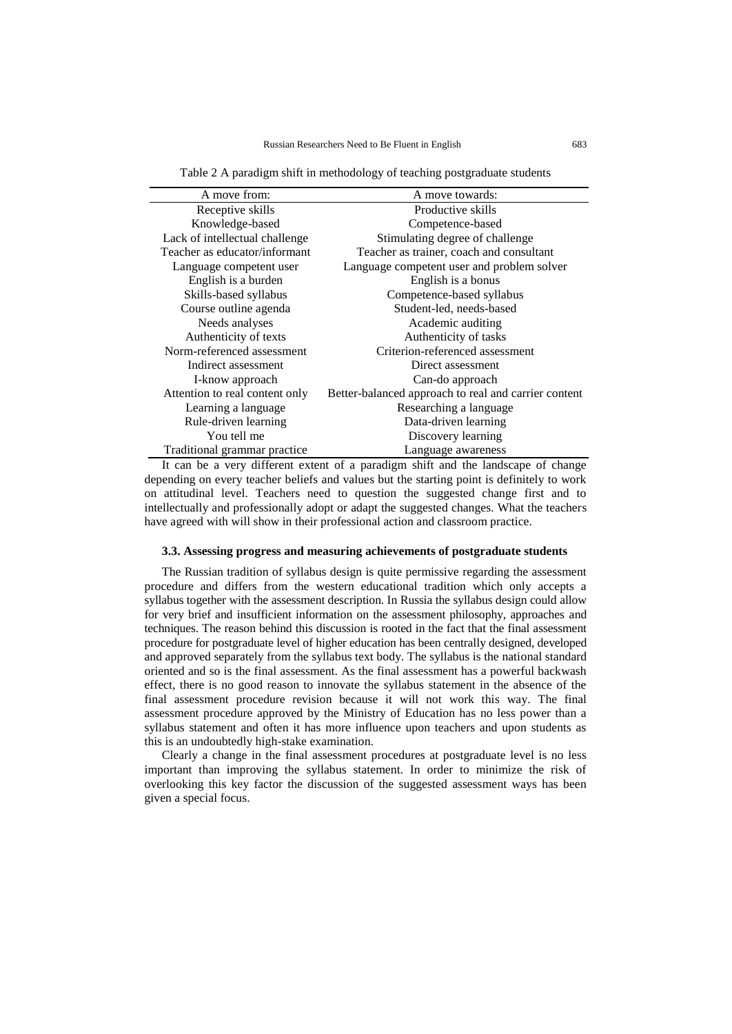Table 2 A paradigm shift in methodology of teaching postgraduate students

| A move from: | A move towards: |
| --- | --- |
| Receptive skills | Productive skills |
| Knowledge-based | Competence-based |
| Lack of intellectual challenge | Stimulating degree of challenge |
| Teacher as educator/informant | Teacher as trainer, coach and consultant |
| Language competent user | Language competent user and problem solver |
| English is a burden | English is a bonus |
| Skills-based syllabus | Competence-based syllabus |
| Course outline agenda | Student-led, needs-based |
| Needs analyses | Academic auditing |
| Authenticity of texts | Authenticity of tasks |
| Norm-referenced assessment | Criterion-referenced assessment |
| Indirect assessment | Direct assessment |
| I-know approach | Can-do approach |
| Attention to real content only | Better-balanced approach to real and carrier content |
| Learning a language | Researching a language |
| Rule-driven learning | Data-driven learning |
| You tell me | Discovery learning |
| Traditional grammar practice | Language awareness |

It can be a very different extent of a paradigm shift and the landscape of change depending on every teacher beliefs and values but the starting point is definitely to work on attitudinal level. Teachers need to question the suggested change first and to intellectually and professionally adopt or adapt the suggested changes. What the teachers have agreed with will show in their professional action and classroom practice.

### 3.3. Assessing progress and measuring achievements of postgraduate students

The Russian tradition of syllabus design is quite permissive regarding the assessment procedure and differs from the western educational tradition which only accepts a syllabus together with the assessment description. In Russia the syllabus design could allow for very brief and insufficient information on the assessment philosophy, approaches and techniques. The reason behind this discussion is rooted in the fact that the final assessment procedure for postgraduate level of higher education has been centrally designed, developed and approved separately from the syllabus text body. The syllabus is the national standard oriented and so is the final assessment. As the final assessment has a powerful backwash effect, there is no good reason to innovate the syllabus statement in the absence of the final assessment procedure revision because it will not work this way. The final assessment procedure approved by the Ministry of Education has no less power than a syllabus statement and often it has more influence upon teachers and upon students as this is an undoubtedly high-stake examination.

Clearly a change in the final assessment procedures at postgraduate level is no less important than improving the syllabus statement. In order to minimize the risk of overlooking this key factor the discussion of the suggested assessment ways has been given a special focus.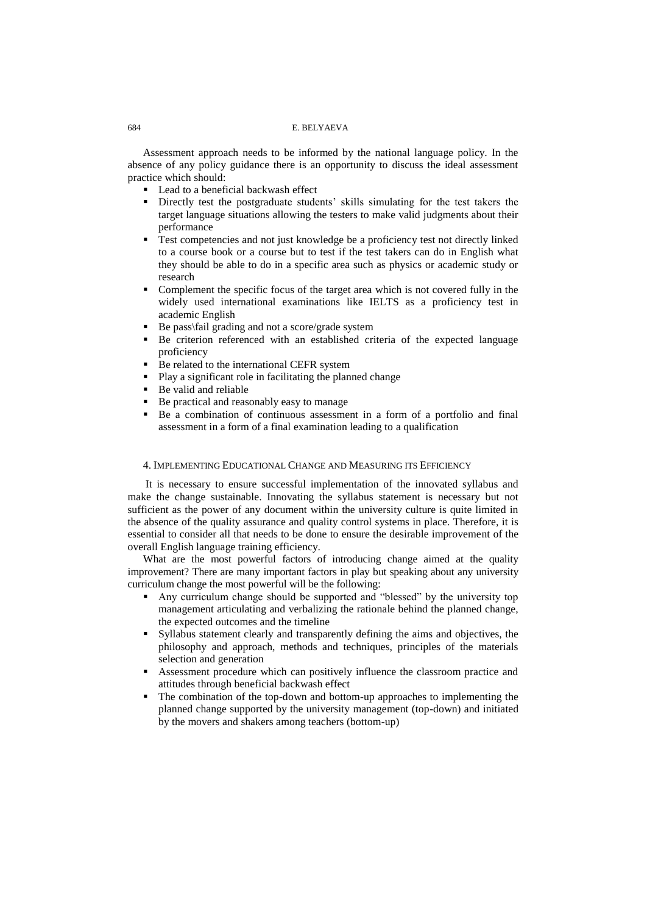Assessment approach needs to be informed by the national language policy. In the absence of any policy guidance there is an opportunity to discuss the ideal assessment practice which should:

- Lead to a beneficial backwash effect
- Directly test the postgraduate students' skills simulating for the test takers the target language situations allowing the testers to make valid judgments about their performance
- Test competencies and not just knowledge be a proficiency test not directly linked to a course book or a course but to test if the test takers can do in English what they should be able to do in a specific area such as physics or academic study or research
- Complement the specific focus of the target area which is not covered fully in the widely used international examinations like IELTS as a proficiency test in academic English
- Be pass\fail grading and not a score/grade system
- Be criterion referenced with an established criteria of the expected language proficiency
- Be related to the international CEFR system
- Play a significant role in facilitating the planned change
- Be valid and reliable
- Be practical and reasonably easy to manage
- Be a combination of continuous assessment in a form of a portfolio and final assessment in a form of a final examination leading to a qualification

## 4. Implementing Educational Change and Measuring its Efficiency

It is necessary to ensure successful implementation of the innovated syllabus and make the change sustainable. Innovating the syllabus statement is necessary but not sufficient as the power of any document within the university culture is quite limited in the absence of the quality assurance and quality control systems in place. Therefore, it is essential to consider all that needs to be done to ensure the desirable improvement of the overall English language training efficiency.

What are the most powerful factors of introducing change aimed at the quality improvement? There are many important factors in play but speaking about any university curriculum change the most powerful will be the following:

- Any curriculum change should be supported and "blessed" by the university top management articulating and verbalizing the rationale behind the planned change, the expected outcomes and the timeline
- Syllabus statement clearly and transparently defining the aims and objectives, the philosophy and approach, methods and techniques, principles of the materials selection and generation
- Assessment procedure which can positively influence the classroom practice and attitudes through beneficial backwash effect
- The combination of the top-down and bottom-up approaches to implementing the planned change supported by the university management (top-down) and initiated by the movers and shakers among teachers (bottom-up)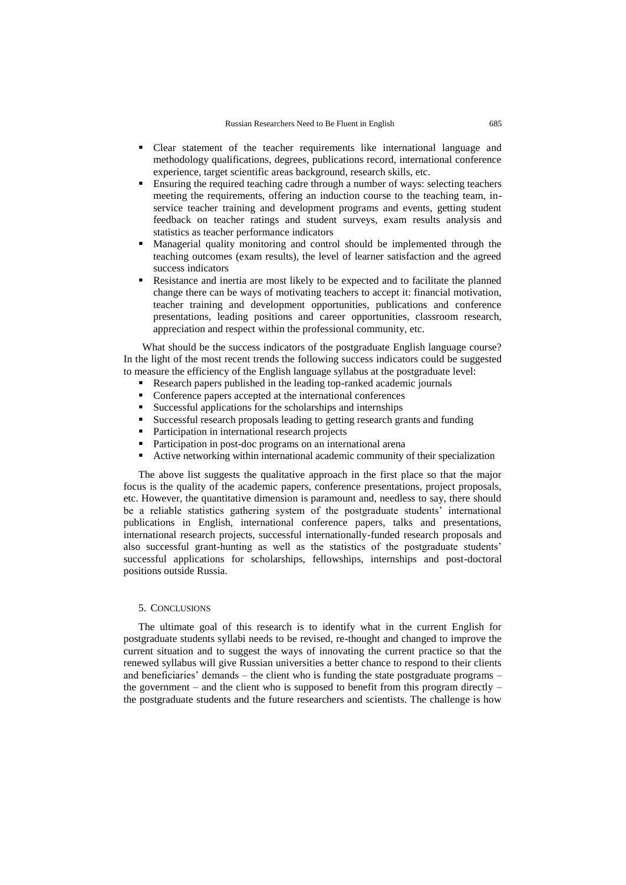- Clear statement of the teacher requirements like international language and methodology qualifications, degrees, publications record, international conference experience, target scientific areas background, research skills, etc.
- Ensuring the required teaching cadre through a number of ways: selecting teachers meeting the requirements, offering an induction course to the teaching team, in-service teacher training and development programs and events, getting student feedback on teacher ratings and student surveys, exam results analysis and statistics as teacher performance indicators
- Managerial quality monitoring and control should be implemented through the teaching outcomes (exam results), the level of learner satisfaction and the agreed success indicators
- Resistance and inertia are most likely to be expected and to facilitate the planned change there can be ways of motivating teachers to accept it: financial motivation, teacher training and development opportunities, publications and conference presentations, leading positions and career opportunities, classroom research, appreciation and respect within the professional community, etc.

What should be the success indicators of the postgraduate English language course? In the light of the most recent trends the following success indicators could be suggested to measure the efficiency of the English language syllabus at the postgraduate level:

- Research papers published in the leading top-ranked academic journals
- Conference papers accepted at the international conferences
- Successful applications for the scholarships and internships
- Successful research proposals leading to getting research grants and funding
- Participation in international research projects
- Participation in post-doc programs on an international arena
- Active networking within international academic community of their specialization

The above list suggests the qualitative approach in the first place so that the major focus is the quality of the academic papers, conference presentations, project proposals, etc. However, the quantitative dimension is paramount and, needless to say, there should be a reliable statistics gathering system of the postgraduate students' international publications in English, international conference papers, talks and presentations, international research projects, successful internationally-funded research proposals and also successful grant-hunting as well as the statistics of the postgraduate students' successful applications for scholarships, fellowships, internships and post-doctoral positions outside Russia.

## 5. Conclusions

The ultimate goal of this research is to identify what in the current English for postgraduate students syllabi needs to be revised, re-thought and changed to improve the current situation and to suggest the ways of innovating the current practice so that the renewed syllabus will give Russian universities a better chance to respond to their clients and beneficiaries' demands – the client who is funding the state postgraduate programs – the government – and the client who is supposed to benefit from this program directly – the postgraduate students and the future researchers and scientists. The challenge is how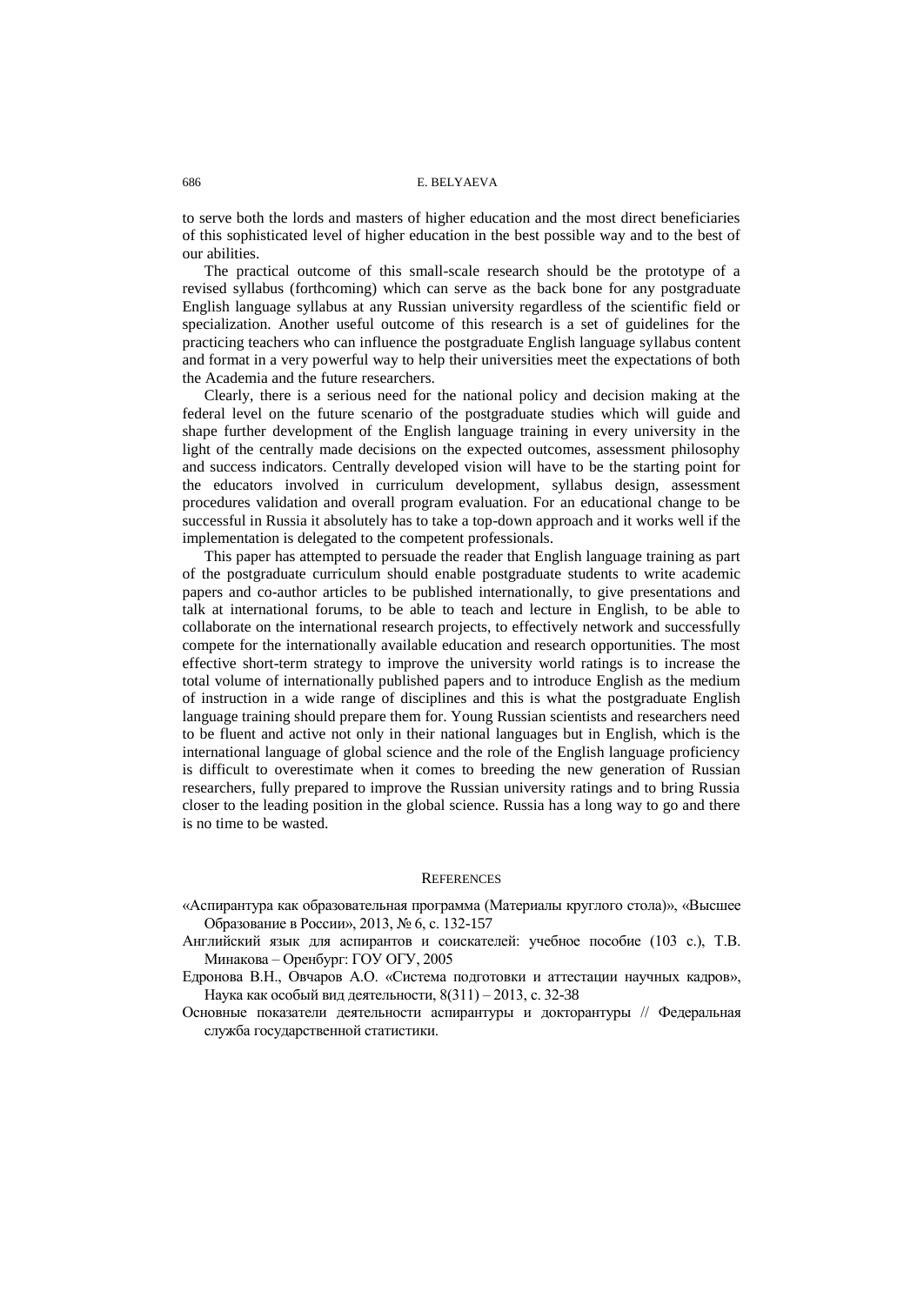to serve both the lords and masters of higher education and the most direct beneficiaries of this sophisticated level of higher education in the best possible way and to the best of our abilities.

The practical outcome of this small-scale research should be the prototype of a revised syllabus (forthcoming) which can serve as the back bone for any postgraduate English language syllabus at any Russian university regardless of the scientific field or specialization. Another useful outcome of this research is a set of guidelines for the practicing teachers who can influence the postgraduate English language syllabus content and format in a very powerful way to help their universities meet the expectations of both the Academia and the future researchers.

Clearly, there is a serious need for the national policy and decision making at the federal level on the future scenario of the postgraduate studies which will guide and shape further development of the English language training in every university in the light of the centrally made decisions on the expected outcomes, assessment philosophy and success indicators. Centrally developed vision will have to be the starting point for the educators involved in curriculum development, syllabus design, assessment procedures validation and overall program evaluation. For an educational change to be successful in Russia it absolutely has to take a top-down approach and it works well if the implementation is delegated to the competent professionals.

This paper has attempted to persuade the reader that English language training as part of the postgraduate curriculum should enable postgraduate students to write academic papers and co-author articles to be published internationally, to give presentations and talk at international forums, to be able to teach and lecture in English, to be able to collaborate on the international research projects, to effectively network and successfully compete for the internationally available education and research opportunities. The most effective short-term strategy to improve the university world ratings is to increase the total volume of internationally published papers and to introduce English as the medium of instruction in a wide range of disciplines and this is what the postgraduate English language training should prepare them for. Young Russian scientists and researchers need to be fluent and active not only in their national languages but in English, which is the international language of global science and the role of the English language proficiency is difficult to overestimate when it comes to breeding the new generation of Russian researchers, fully prepared to improve the Russian university ratings and to bring Russia closer to the leading position in the global science. Russia has a long way to go and there is no time to be wasted.

## References

«Аспирантура как образовательная программа (Материалы круглого стола)», «Высшее Образование в России», 2013, № 6, с. 132-157

Английский язык для аспирантов и соискателей: учебное пособие (103 с.), Т.В. Минакова – Оренбург: ГОУ ОГУ, 2005

Едронова В.Н., Овчаров А.О. «Система подготовки и аттестации научных кадров», Наука как особый вид деятельности, 8(311) – 2013, с. 32-38

Основные показатели деятельности аспирантуры и докторантуры // Федеральная служба государственной статистики.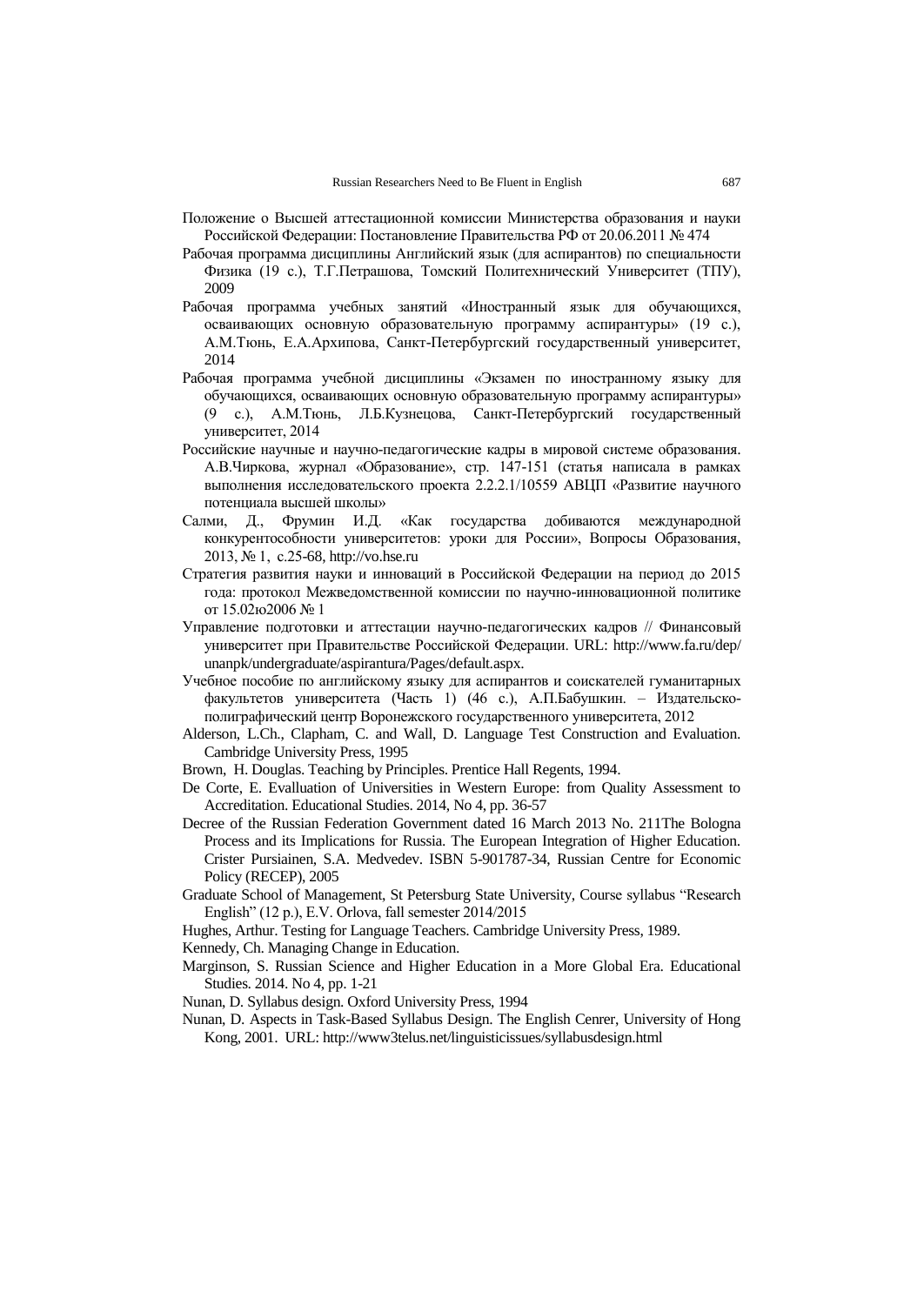Положение о Высшей аттестационной комиссии Министерства образования и науки Российской Федерации: Постановление Правительства РФ от 20.06.2011 № 474

Рабочая программа дисциплины Английский язык (для аспирантов) по специальности Физика (19 с.), Т.Г.Петрашова, Томский Политехнический Университет (ТПУ), 2009

Рабочая программа учебных занятий «Иностранный язык для обучающихся, осваивающих основную образовательную программу аспирантуры» (19 с.), А.М.Тюнь, Е.А.Архипова, Санкт-Петербургский государственный университет, 2014

Рабочая программа учебной дисциплины «Экзамен по иностранному языку для обучающихся, осваивающих основную образовательную программу аспирантуры» (9 с.), А.М.Тюнь, Л.Б.Кузнецова, Санкт-Петербургский государственный университет, 2014

Российские научные и научно-педагогические кадры в мировой системе образования. А.В.Чиркова, журнал «Образование», стр. 147-151 (статья написала в рамках выполнения исследовательского проекта 2.2.2.1/10559 АВЦП «Развитие научного потенциала высшей школы»

Салми, Д., Фрумин И.Д. «Как государства добиваются международной конкурентособности университетов: уроки для России», Вопросы Образования, 2013, № 1, с.25-68, http://vo.hse.ru

Стратегия развития науки и инноваций в Российской Федерации на период до 2015 года: протокол Межведомственной комиссии по научно-инновационной политике от 15.02ю2006 № 1

Управление подготовки и аттестации научно-педагогических кадров // Финансовый университет при Правительстве Российской Федерации. URL: http://www.fa.ru/dep/unanpk/undergraduate/aspirantura/Pages/default.aspx.

Учебное пособие по английскому языку для аспирантов и соискателей гуманитарных факультетов университета (Часть 1) (46 с.), А.П.Бабушкин. – Издательско-полиграфический центр Воронежского государственного университета, 2012

Alderson, L.Ch., Clapham, C. and Wall, D. Language Test Construction and Evaluation. Cambridge University Press, 1995

Brown, H. Douglas. Teaching by Principles. Prentice Hall Regents, 1994.

De Corte, E. Evalluation of Universities in Western Europe: from Quality Assessment to Accreditation. Educational Studies. 2014, No 4, pp. 36-57

Decree of the Russian Federation Government dated 16 March 2013 No. 211The Bologna Process and its Implications for Russia. The European Integration of Higher Education. Crister Pursiainen, S.A. Medvedev. ISBN 5-901787-34, Russian Centre for Economic Policy (RECEP), 2005

Graduate School of Management, St Petersburg State University, Course syllabus "Research English" (12 p.), E.V. Orlova, fall semester 2014/2015

Hughes, Arthur. Testing for Language Teachers. Cambridge University Press, 1989.

Kennedy, Ch. Managing Change in Education.

Marginson, S. Russian Science and Higher Education in a More Global Era. Educational Studies. 2014. No 4, pp. 1-21

Nunan, D. Syllabus design. Oxford University Press, 1994

Nunan, D. Aspects in Task-Based Syllabus Design. The English Cenrer, University of Hong Kong, 2001. URL: http://www3telus.net/linguisticissues/syllabusdesign.html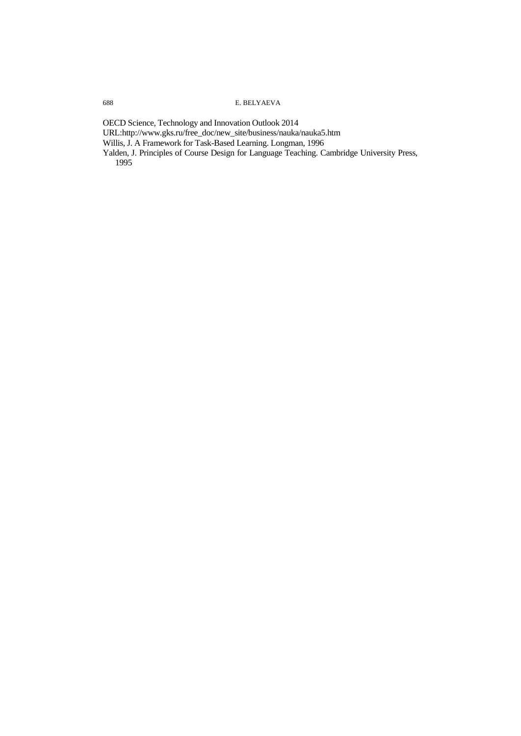OECD Science, Technology and Innovation Outlook 2014

URL:http://www.gks.ru/free_doc/new_site/business/nauka/nauka5.htm

Willis, J. A Framework for Task-Based Learning. Longman, 1996

Yalden, J. Principles of Course Design for Language Teaching. Cambridge University Press, 1995